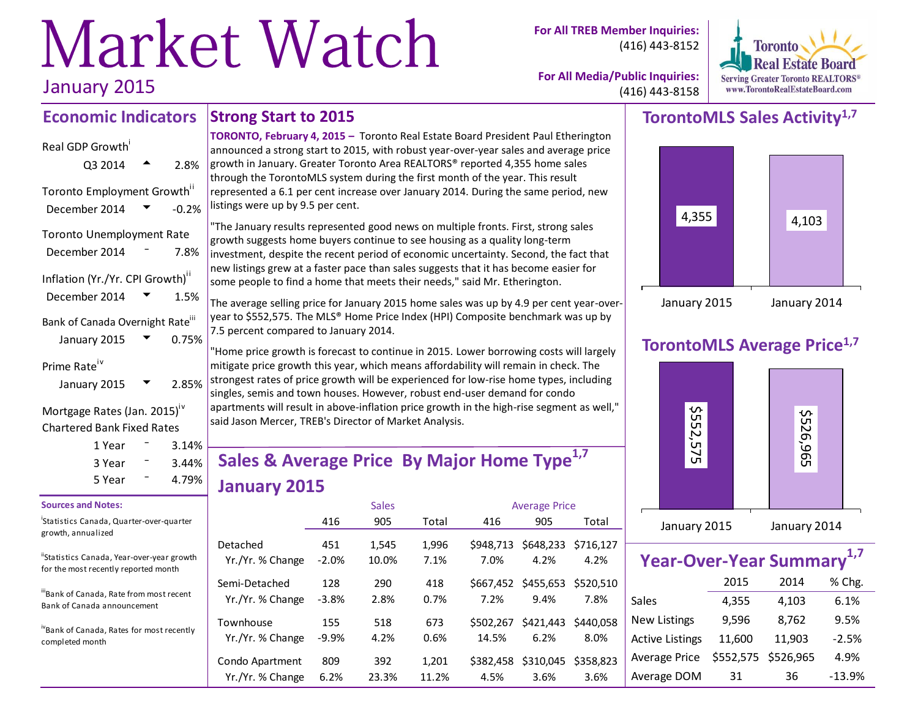# Market Watch

January 2015

**For All TREB Member Inquiries:** (416) 443-8152

**For All Media/Public Inquiries:** (416) 443-8158

Toronto Real Estate Board
Serving Greater Toronto REALTORS®
www.TorontoRealEstateBoard.com

## Economic Indicators

Real GDP Growth[i]
Q3 2014 ▲ 2.8%

Toronto Employment Growth[ii]
December 2014 ▼ -0.2%

Toronto Unemployment Rate
December 2014 – 7.8%

Inflation (Yr./Yr. CPI Growth)[ii]
December 2014 ▼ 1.5%

Bank of Canada Overnight Rate[iii]
January 2015 ▼ 0.75%

Prime Rate[iv]
January 2015 ▼ 2.85%

Mortgage Rates (Jan. 2015)[iv]
Chartered Bank Fixed Rates

| | | |
|---|---|---|
| 1 Year | – | 3.14% |
| 3 Year | – | 3.44% |
| 5 Year | – | 4.79% |

**Sources and Notes:**

[i] Statistics Canada, Quarter-over-quarter growth, annualized

[ii] Statistics Canada, Year-over-year growth for the most recently reported month

[iii] Bank of Canada, Rate from most recent Bank of Canada announcement

[iv] Bank of Canada, Rates for most recently completed month

## Strong Start to 2015

**TORONTO, February 4, 2015 –** Toronto Real Estate Board President Paul Etherington announced a strong start to 2015, with robust year-over-year sales and average price growth in January. Greater Toronto Area REALTORS® reported 4,355 home sales through the TorontoMLS system during the first month of the year. This result represented a 6.1 per cent increase over January 2014. During the same period, new listings were up by 9.5 per cent.

"The January results represented good news on multiple fronts. First, strong sales growth suggests home buyers continue to see housing as a quality long-term investment, despite the recent period of economic uncertainty. Second, the fact that new listings grew at a faster pace than sales suggests that it has become easier for some people to find a home that meets their needs," said Mr. Etherington.

The average selling price for January 2015 home sales was up by 4.9 per cent year-over-year to $552,575. The MLS® Home Price Index (HPI) Composite benchmark was up by 7.5 percent compared to January 2014.

"Home price growth is forecast to continue in 2015. Lower borrowing costs will largely mitigate price growth this year, which means affordability will remain in check. The strongest rates of price growth will be experienced for low-rise home types, including singles, semis and town houses. However, robust end-user demand for condo apartments will result in above-inflation price growth in the high-rise segment as well," said Jason Mercer, TREB's Director of Market Analysis.

## Sales & Average Price By Major Home Type[1,7] January 2015

| | Sales | | | Average Price | | |
|---|---|---|---|---|---|---|
| | 416 | 905 | Total | 416 | 905 | Total |
| Detached | 451 | 1,545 | 1,996 | $948,713 | $648,233 | $716,127 |
| Yr./Yr. % Change | -2.0% | 10.0% | 7.1% | 7.0% | 4.2% | 4.2% |
| Semi-Detached | 128 | 290 | 418 | $667,452 | $455,653 | $520,510 |
| Yr./Yr. % Change | -3.8% | 2.8% | 0.7% | 7.2% | 9.4% | 7.8% |
| Townhouse | 155 | 518 | 673 | $502,267 | $421,443 | $440,058 |
| Yr./Yr. % Change | -9.9% | 4.2% | 0.6% | 14.5% | 6.2% | 8.0% |
| Condo Apartment | 809 | 392 | 1,201 | $382,458 | $310,045 | $358,823 |
| Yr./Yr. % Change | 6.2% | 23.3% | 11.2% | 4.5% | 3.6% | 3.6% |

## TorontoMLS Sales Activity[1,7]

| January 2015 | January 2014 |
|---|---|
| 4,355 | 4,103 |

## TorontoMLS Average Price[1,7]

| January 2015 | January 2014 |
|---|---|
| $552,575 | $526,965 |

## Year-Over-Year Summary[1,7]

| | 2015 | 2014 | % Chg. |
|---|---|---|---|
| Sales | 4,355 | 4,103 | 6.1% |
| New Listings | 9,596 | 8,762 | 9.5% |
| Active Listings | 11,600 | 11,903 | -2.5% |
| Average Price | $552,575 | $526,965 | 4.9% |
| Average DOM | 31 | 36 | -13.9% |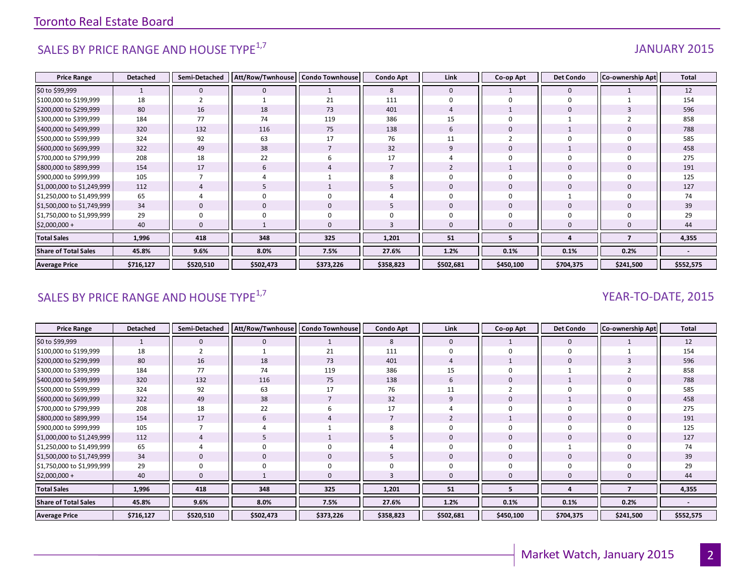## SALES BY PRICE RANGE AND HOUSE TYPE[1,7]

JANUARY 2015

| Price Range | Detached | Semi-Detached | Att/Row/Twnhouse | Condo Townhouse | Condo Apt | Link | Co-op Apt | Det Condo | Co-ownership Apt | Total |
|---|---|---|---|---|---|---|---|---|---|---|
| $0 to $99,999 | 1 | 0 | 0 | 1 | 8 | 0 | 1 | 0 | 1 | 12 |
| $100,000 to $199,999 | 18 | 2 | 1 | 21 | 111 | 0 | 0 | 0 | 1 | 154 |
| $200,000 to $299,999 | 80 | 16 | 18 | 73 | 401 | 4 | 1 | 0 | 3 | 596 |
| $300,000 to $399,999 | 184 | 77 | 74 | 119 | 386 | 15 | 0 | 1 | 2 | 858 |
| $400,000 to $499,999 | 320 | 132 | 116 | 75 | 138 | 6 | 0 | 1 | 0 | 788 |
| $500,000 to $599,999 | 324 | 92 | 63 | 17 | 76 | 11 | 2 | 0 | 0 | 585 |
| $600,000 to $699,999 | 322 | 49 | 38 | 7 | 32 | 9 | 0 | 1 | 0 | 458 |
| $700,000 to $799,999 | 208 | 18 | 22 | 6 | 17 | 4 | 0 | 0 | 0 | 275 |
| $800,000 to $899,999 | 154 | 17 | 6 | 4 | 7 | 2 | 1 | 0 | 0 | 191 |
| $900,000 to $999,999 | 105 | 7 | 4 | 1 | 8 | 0 | 0 | 0 | 0 | 125 |
| $1,000,000 to $1,249,999 | 112 | 4 | 5 | 1 | 5 | 0 | 0 | 0 | 0 | 127 |
| $1,250,000 to $1,499,999 | 65 | 4 | 0 | 0 | 4 | 0 | 0 | 1 | 0 | 74 |
| $1,500,000 to $1,749,999 | 34 | 0 | 0 | 0 | 5 | 0 | 0 | 0 | 0 | 39 |
| $1,750,000 to $1,999,999 | 29 | 0 | 0 | 0 | 0 | 0 | 0 | 0 | 0 | 29 |
| $2,000,000 + | 40 | 0 | 1 | 0 | 3 | 0 | 0 | 0 | 0 | 44 |
| **Total Sales** | **1,996** | **418** | **348** | **325** | **1,201** | **51** | **5** | **4** | **7** | **4,355** |
| **Share of Total Sales** | **45.8%** | **9.6%** | **8.0%** | **7.5%** | **27.6%** | **1.2%** | **0.1%** | **0.1%** | **0.2%** | **-** |
| **Average Price** | **$716,127** | **$520,510** | **$502,473** | **$373,226** | **$358,823** | **$502,681** | **$450,100** | **$704,375** | **$241,500** | **$552,575** |

## SALES BY PRICE RANGE AND HOUSE TYPE[1,7]

YEAR-TO-DATE, 2015

| Price Range | Detached | Semi-Detached | Att/Row/Twnhouse | Condo Townhouse | Condo Apt | Link | Co-op Apt | Det Condo | Co-ownership Apt | Total |
|---|---|---|---|---|---|---|---|---|---|---|
| $0 to $99,999 | 1 | 0 | 0 | 1 | 8 | 0 | 1 | 0 | 1 | 12 |
| $100,000 to $199,999 | 18 | 2 | 1 | 21 | 111 | 0 | 0 | 0 | 1 | 154 |
| $200,000 to $299,999 | 80 | 16 | 18 | 73 | 401 | 4 | 1 | 0 | 3 | 596 |
| $300,000 to $399,999 | 184 | 77 | 74 | 119 | 386 | 15 | 0 | 1 | 2 | 858 |
| $400,000 to $499,999 | 320 | 132 | 116 | 75 | 138 | 6 | 0 | 1 | 0 | 788 |
| $500,000 to $599,999 | 324 | 92 | 63 | 17 | 76 | 11 | 2 | 0 | 0 | 585 |
| $600,000 to $699,999 | 322 | 49 | 38 | 7 | 32 | 9 | 0 | 1 | 0 | 458 |
| $700,000 to $799,999 | 208 | 18 | 22 | 6 | 17 | 4 | 0 | 0 | 0 | 275 |
| $800,000 to $899,999 | 154 | 17 | 6 | 4 | 7 | 2 | 1 | 0 | 0 | 191 |
| $900,000 to $999,999 | 105 | 7 | 4 | 1 | 8 | 0 | 0 | 0 | 0 | 125 |
| $1,000,000 to $1,249,999 | 112 | 4 | 5 | 1 | 5 | 0 | 0 | 0 | 0 | 127 |
| $1,250,000 to $1,499,999 | 65 | 4 | 0 | 0 | 4 | 0 | 0 | 1 | 0 | 74 |
| $1,500,000 to $1,749,999 | 34 | 0 | 0 | 0 | 5 | 0 | 0 | 0 | 0 | 39 |
| $1,750,000 to $1,999,999 | 29 | 0 | 0 | 0 | 0 | 0 | 0 | 0 | 0 | 29 |
| $2,000,000 + | 40 | 0 | 1 | 0 | 3 | 0 | 0 | 0 | 0 | 44 |
| **Total Sales** | **1,996** | **418** | **348** | **325** | **1,201** | **51** | **5** | **4** | **7** | **4,355** |
| **Share of Total Sales** | **45.8%** | **9.6%** | **8.0%** | **7.5%** | **27.6%** | **1.2%** | **0.1%** | **0.1%** | **0.2%** | **-** |
| **Average Price** | **$716,127** | **$520,510** | **$502,473** | **$373,226** | **$358,823** | **$502,681** | **$450,100** | **$704,375** | **$241,500** | **$552,575** |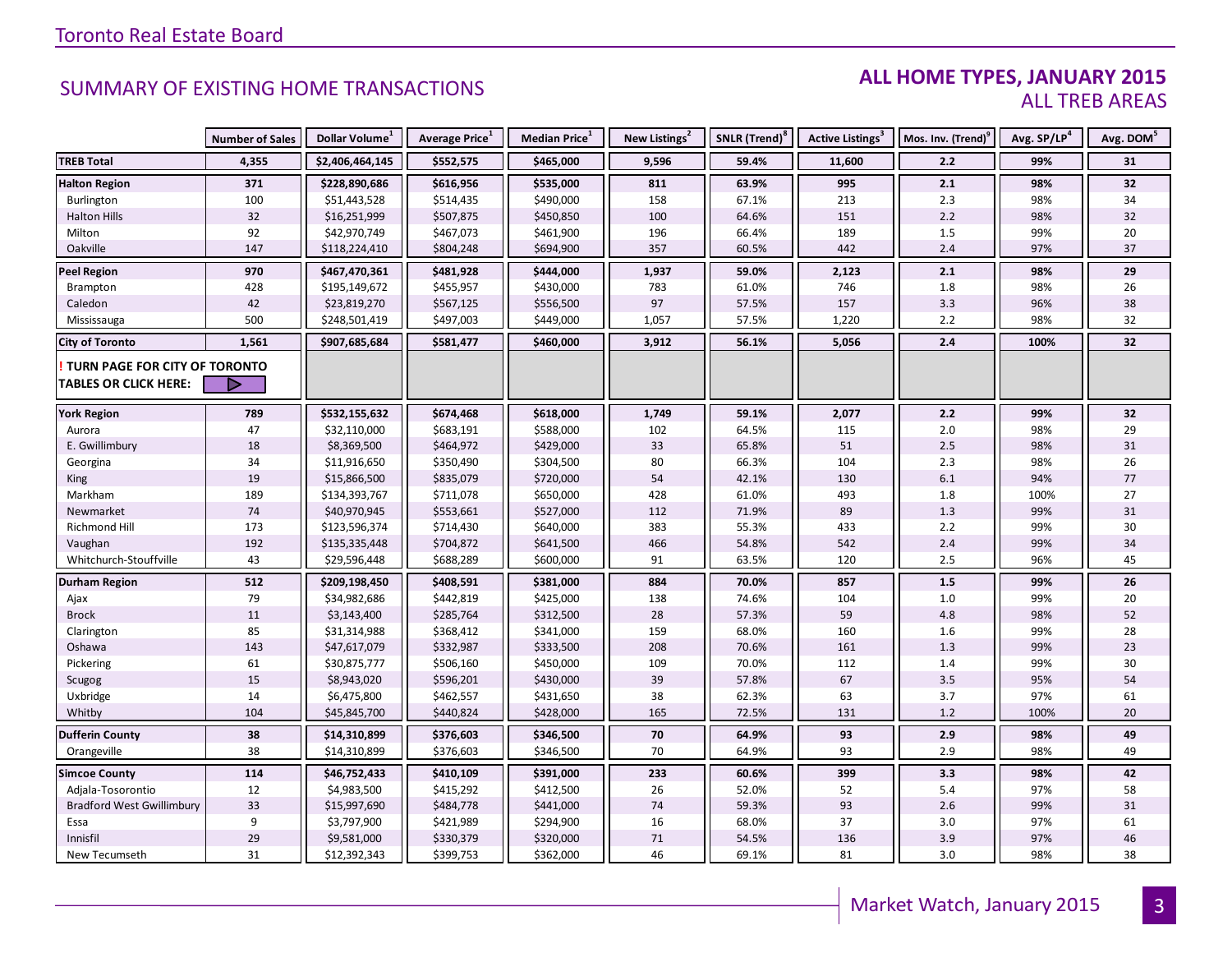## SUMMARY OF EXISTING HOME TRANSACTIONS

### ALL HOME TYPES, JANUARY 2015
### ALL TREB AREAS

| | Number of Sales | Dollar Volume[1] | Average Price[1] | Median Price[1] | New Listings[2] | SNLR (Trend)[8] | Active Listings[3] | Mos. Inv. (Trend)[9] | Avg. SP/LP[4] | Avg. DOM[5] |
|---|---|---|---|---|---|---|---|---|---|---|
| **TREB Total** | **4,355** | **$2,406,464,145** | **$552,575** | **$465,000** | **9,596** | **59.4%** | **11,600** | **2.2** | **99%** | **31** |
| **Halton Region** | **371** | **$228,890,686** | **$616,956** | **$535,000** | **811** | **63.9%** | **995** | **2.1** | **98%** | **32** |
| Burlington | 100 | $51,443,528 | $514,435 | $490,000 | 158 | 67.1% | 213 | 2.3 | 98% | 34 |
| Halton Hills | 32 | $16,251,999 | $507,875 | $450,850 | 100 | 64.6% | 151 | 2.2 | 98% | 32 |
| Milton | 92 | $42,970,749 | $467,073 | $461,900 | 196 | 66.4% | 189 | 1.5 | 99% | 20 |
| Oakville | 147 | $118,224,410 | $804,248 | $694,900 | 357 | 60.5% | 442 | 2.4 | 97% | 37 |
| **Peel Region** | **970** | **$467,470,361** | **$481,928** | **$444,000** | **1,937** | **59.0%** | **2,123** | **2.1** | **98%** | **29** |
| Brampton | 428 | $195,149,672 | $455,957 | $430,000 | 783 | 61.0% | 746 | 1.8 | 98% | 26 |
| Caledon | 42 | $23,819,270 | $567,125 | $556,500 | 97 | 57.5% | 157 | 3.3 | 96% | 38 |
| Mississauga | 500 | $248,501,419 | $497,003 | $449,000 | 1,057 | 57.5% | 1,220 | 2.2 | 98% | 32 |
| **City of Toronto** | **1,561** | **$907,685,684** | **$581,477** | **$460,000** | **3,912** | **56.1%** | **5,056** | **2.4** | **100%** | **32** |
| **! TURN PAGE FOR CITY OF TORONTO TABLES OR CLICK HERE:** | | | | | | | | | | |
| **York Region** | **789** | **$532,155,632** | **$674,468** | **$618,000** | **1,749** | **59.1%** | **2,077** | **2.2** | **99%** | **32** |
| Aurora | 47 | $32,110,000 | $683,191 | $588,000 | 102 | 64.5% | 115 | 2.0 | 98% | 29 |
| E. Gwillimbury | 18 | $8,369,500 | $464,972 | $429,000 | 33 | 65.8% | 51 | 2.5 | 98% | 31 |
| Georgina | 34 | $11,916,650 | $350,490 | $304,500 | 80 | 66.3% | 104 | 2.3 | 98% | 26 |
| King | 19 | $15,866,500 | $835,079 | $720,000 | 54 | 42.1% | 130 | 6.1 | 94% | 77 |
| Markham | 189 | $134,393,767 | $711,078 | $650,000 | 428 | 61.0% | 493 | 1.8 | 100% | 27 |
| Newmarket | 74 | $40,970,945 | $553,661 | $527,000 | 112 | 71.9% | 89 | 1.3 | 99% | 31 |
| Richmond Hill | 173 | $123,596,374 | $714,430 | $640,000 | 383 | 55.3% | 433 | 2.2 | 99% | 30 |
| Vaughan | 192 | $135,335,448 | $704,872 | $641,500 | 466 | 54.8% | 542 | 2.4 | 99% | 34 |
| Whitchurch-Stouffville | 43 | $29,596,448 | $688,289 | $600,000 | 91 | 63.5% | 120 | 2.5 | 96% | 45 |
| **Durham Region** | **512** | **$209,198,450** | **$408,591** | **$381,000** | **884** | **70.0%** | **857** | **1.5** | **99%** | **26** |
| Ajax | 79 | $34,982,686 | $442,819 | $425,000 | 138 | 74.6% | 104 | 1.0 | 99% | 20 |
| Brock | 11 | $3,143,400 | $285,764 | $312,500 | 28 | 57.3% | 59 | 4.8 | 98% | 52 |
| Clarington | 85 | $31,314,988 | $368,412 | $341,000 | 159 | 68.0% | 160 | 1.6 | 99% | 28 |
| Oshawa | 143 | $47,617,079 | $332,987 | $333,500 | 208 | 70.6% | 161 | 1.3 | 99% | 23 |
| Pickering | 61 | $30,875,777 | $506,160 | $450,000 | 109 | 70.0% | 112 | 1.4 | 99% | 30 |
| Scugog | 15 | $8,943,020 | $596,201 | $430,000 | 39 | 57.8% | 67 | 3.5 | 95% | 54 |
| Uxbridge | 14 | $6,475,800 | $462,557 | $431,650 | 38 | 62.3% | 63 | 3.7 | 97% | 61 |
| Whitby | 104 | $45,845,700 | $440,824 | $428,000 | 165 | 72.5% | 131 | 1.2 | 100% | 20 |
| **Dufferin County** | **38** | **$14,310,899** | **$376,603** | **$346,500** | **70** | **64.9%** | **93** | **2.9** | **98%** | **49** |
| Orangeville | 38 | $14,310,899 | $376,603 | $346,500 | 70 | 64.9% | 93 | 2.9 | 98% | 49 |
| **Simcoe County** | **114** | **$46,752,433** | **$410,109** | **$391,000** | **233** | **60.6%** | **399** | **3.3** | **98%** | **42** |
| Adjala-Tosorontio | 12 | $4,983,500 | $415,292 | $412,500 | 26 | 52.0% | 52 | 5.4 | 97% | 58 |
| Bradford West Gwillimbury | 33 | $15,997,690 | $484,778 | $441,000 | 74 | 59.3% | 93 | 2.6 | 99% | 31 |
| Essa | 9 | $3,797,900 | $421,989 | $294,900 | 16 | 68.0% | 37 | 3.0 | 97% | 61 |
| Innisfil | 29 | $9,581,000 | $330,379 | $320,000 | 71 | 54.5% | 136 | 3.9 | 97% | 46 |
| New Tecumseth | 31 | $12,392,343 | $399,753 | $362,000 | 46 | 69.1% | 81 | 3.0 | 98% | 38 |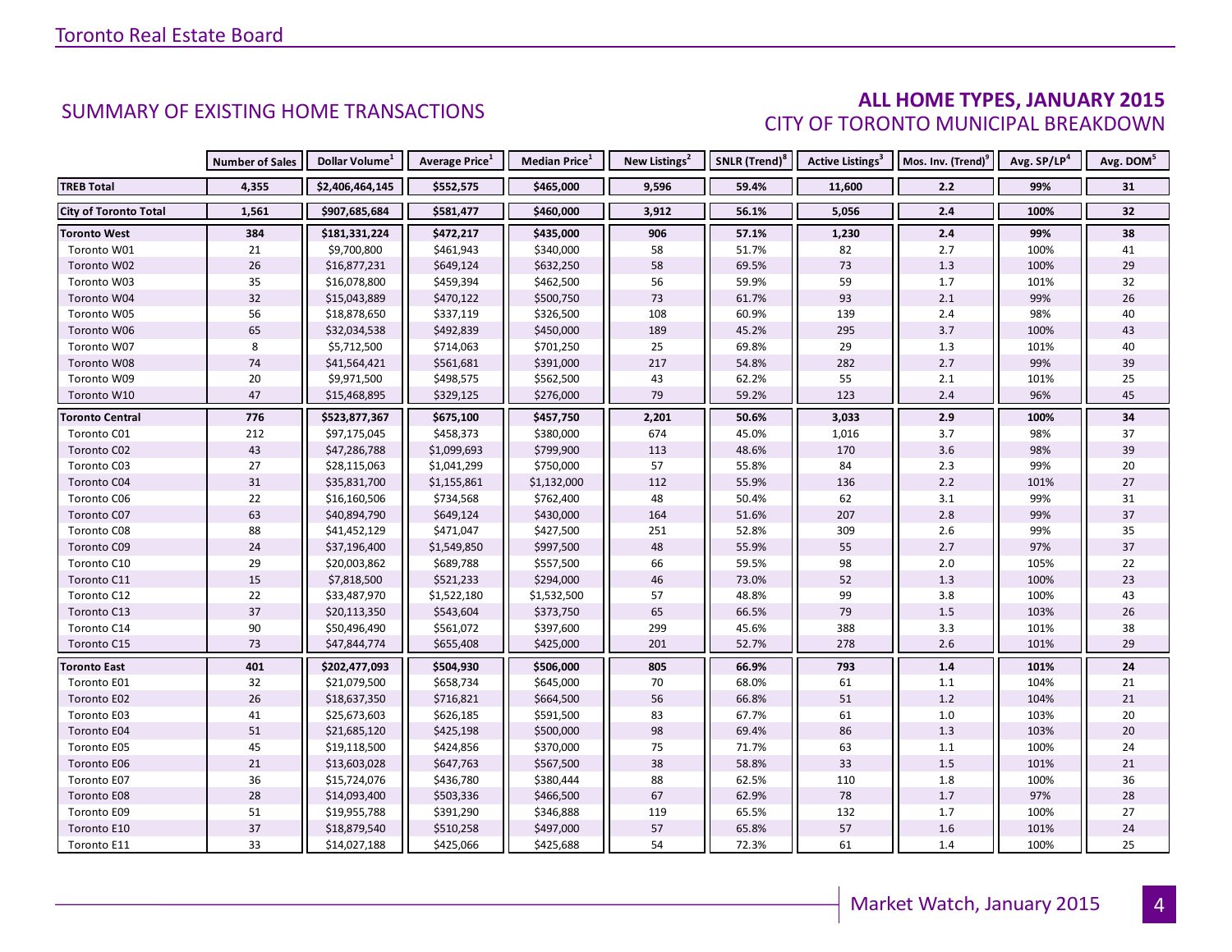## SUMMARY OF EXISTING HOME TRANSACTIONS

### ALL HOME TYPES, JANUARY 2015
### CITY OF TORONTO MUNICIPAL BREAKDOWN

| | Number of Sales | Dollar Volume[1] | Average Price[1] | Median Price[1] | New Listings[2] | SNLR (Trend)[8] | Active Listings[3] | Mos. Inv. (Trend)[9] | Avg. SP/LP[4] | Avg. DOM[5] |
|---|---|---|---|---|---|---|---|---|---|---|
| **TREB Total** | **4,355** | **$2,406,464,145** | **$552,575** | **$465,000** | **9,596** | **59.4%** | **11,600** | **2.2** | **99%** | **31** |
| **City of Toronto Total** | **1,561** | **$907,685,684** | **$581,477** | **$460,000** | **3,912** | **56.1%** | **5,056** | **2.4** | **100%** | **32** |
| **Toronto West** | **384** | **$181,331,224** | **$472,217** | **$435,000** | **906** | **57.1%** | **1,230** | **2.4** | **99%** | **38** |
| Toronto W01 | 21 | $9,700,800 | $461,943 | $340,000 | 58 | 51.7% | 82 | 2.7 | 100% | 41 |
| Toronto W02 | 26 | $16,877,231 | $649,124 | $632,250 | 58 | 69.5% | 73 | 1.3 | 100% | 29 |
| Toronto W03 | 35 | $16,078,800 | $459,394 | $462,500 | 56 | 59.9% | 59 | 1.7 | 101% | 32 |
| Toronto W04 | 32 | $15,043,889 | $470,122 | $500,750 | 73 | 61.7% | 93 | 2.1 | 99% | 26 |
| Toronto W05 | 56 | $18,878,650 | $337,119 | $326,500 | 108 | 60.9% | 139 | 2.4 | 98% | 40 |
| Toronto W06 | 65 | $32,034,538 | $492,839 | $450,000 | 189 | 45.2% | 295 | 3.7 | 100% | 43 |
| Toronto W07 | 8 | $5,712,500 | $714,063 | $701,250 | 25 | 69.8% | 29 | 1.3 | 101% | 40 |
| Toronto W08 | 74 | $41,564,421 | $561,681 | $391,000 | 217 | 54.8% | 282 | 2.7 | 99% | 39 |
| Toronto W09 | 20 | $9,971,500 | $498,575 | $562,500 | 43 | 62.2% | 55 | 2.1 | 101% | 25 |
| Toronto W10 | 47 | $15,468,895 | $329,125 | $276,000 | 79 | 59.2% | 123 | 2.4 | 96% | 45 |
| **Toronto Central** | **776** | **$523,877,367** | **$675,100** | **$457,750** | **2,201** | **50.6%** | **3,033** | **2.9** | **100%** | **34** |
| Toronto C01 | 212 | $97,175,045 | $458,373 | $380,000 | 674 | 45.0% | 1,016 | 3.7 | 98% | 37 |
| Toronto C02 | 43 | $47,286,788 | $1,099,693 | $799,900 | 113 | 48.6% | 170 | 3.6 | 98% | 39 |
| Toronto C03 | 27 | $28,115,063 | $1,041,299 | $750,000 | 57 | 55.8% | 84 | 2.3 | 99% | 20 |
| Toronto C04 | 31 | $35,831,700 | $1,155,861 | $1,132,000 | 112 | 55.9% | 136 | 2.2 | 101% | 27 |
| Toronto C06 | 22 | $16,160,506 | $734,568 | $762,400 | 48 | 50.4% | 62 | 3.1 | 99% | 31 |
| Toronto C07 | 63 | $40,894,790 | $649,124 | $430,000 | 164 | 51.6% | 207 | 2.8 | 99% | 37 |
| Toronto C08 | 88 | $41,452,129 | $471,047 | $427,500 | 251 | 52.8% | 309 | 2.6 | 99% | 35 |
| Toronto C09 | 24 | $37,196,400 | $1,549,850 | $997,500 | 48 | 55.9% | 55 | 2.7 | 97% | 37 |
| Toronto C10 | 29 | $20,003,862 | $689,788 | $557,500 | 66 | 59.5% | 98 | 2.0 | 105% | 22 |
| Toronto C11 | 15 | $7,818,500 | $521,233 | $294,000 | 46 | 73.0% | 52 | 1.3 | 100% | 23 |
| Toronto C12 | 22 | $33,487,970 | $1,522,180 | $1,532,500 | 57 | 48.8% | 99 | 3.8 | 100% | 43 |
| Toronto C13 | 37 | $20,113,350 | $543,604 | $373,750 | 65 | 66.5% | 79 | 1.5 | 103% | 26 |
| Toronto C14 | 90 | $50,496,490 | $561,072 | $397,600 | 299 | 45.6% | 388 | 3.3 | 101% | 38 |
| Toronto C15 | 73 | $47,844,774 | $655,408 | $425,000 | 201 | 52.7% | 278 | 2.6 | 101% | 29 |
| **Toronto East** | **401** | **$202,477,093** | **$504,930** | **$506,000** | **805** | **66.9%** | **793** | **1.4** | **101%** | **24** |
| Toronto E01 | 32 | $21,079,500 | $658,734 | $645,000 | 70 | 68.0% | 61 | 1.1 | 104% | 21 |
| Toronto E02 | 26 | $18,637,350 | $716,821 | $664,500 | 56 | 66.8% | 51 | 1.2 | 104% | 21 |
| Toronto E03 | 41 | $25,673,603 | $626,185 | $591,500 | 83 | 67.7% | 61 | 1.0 | 103% | 20 |
| Toronto E04 | 51 | $21,685,120 | $425,198 | $500,000 | 98 | 69.4% | 86 | 1.3 | 103% | 20 |
| Toronto E05 | 45 | $19,118,500 | $424,856 | $370,000 | 75 | 71.7% | 63 | 1.1 | 100% | 24 |
| Toronto E06 | 21 | $13,603,028 | $647,763 | $567,500 | 38 | 58.8% | 33 | 1.5 | 101% | 21 |
| Toronto E07 | 36 | $15,724,076 | $436,780 | $380,444 | 88 | 62.5% | 110 | 1.8 | 100% | 36 |
| Toronto E08 | 28 | $14,093,400 | $503,336 | $466,500 | 67 | 62.9% | 78 | 1.7 | 97% | 28 |
| Toronto E09 | 51 | $19,955,788 | $391,290 | $346,888 | 119 | 65.5% | 132 | 1.7 | 100% | 27 |
| Toronto E10 | 37 | $18,879,540 | $510,258 | $497,000 | 57 | 65.8% | 57 | 1.6 | 101% | 24 |
| Toronto E11 | 33 | $14,027,188 | $425,066 | $425,688 | 54 | 72.3% | 61 | 1.4 | 100% | 25 |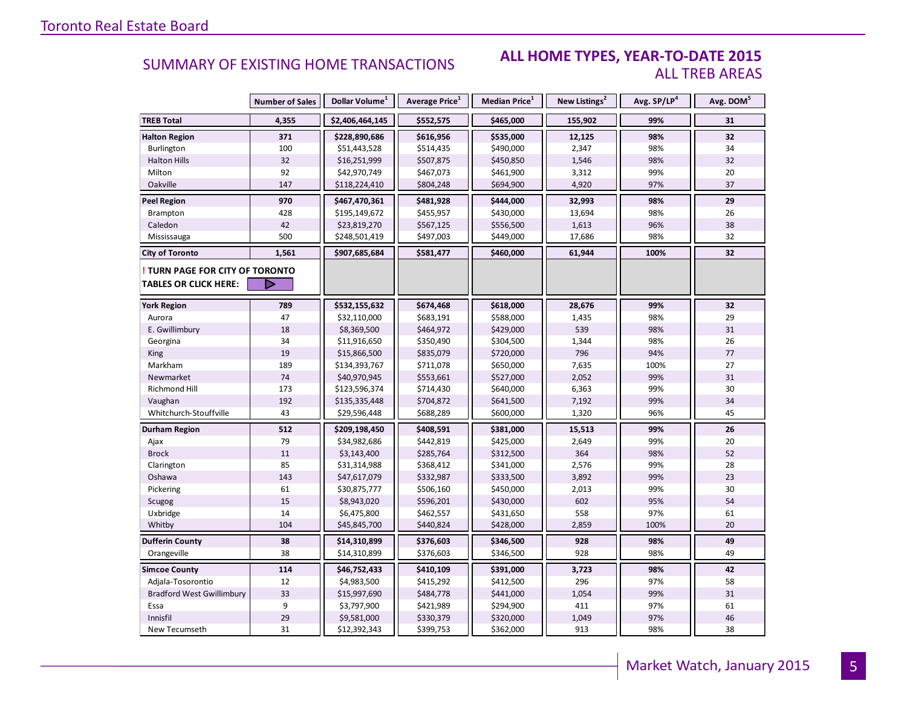## SUMMARY OF EXISTING HOME TRANSACTIONS

### ALL HOME TYPES, YEAR-TO-DATE 2015
### ALL TREB AREAS

| | Number of Sales | Dollar Volume[1] | Average Price[1] | Median Price[1] | New Listings[2] | Avg. SP/LP[4] | Avg. DOM[5] |
|---|---|---|---|---|---|---|---|
| **TREB Total** | **4,355** | **$2,406,464,145** | **$552,575** | **$465,000** | **155,902** | **99%** | **31** |
| **Halton Region** | **371** | **$228,890,686** | **$616,956** | **$535,000** | **12,125** | **98%** | **32** |
| Burlington | 100 | $51,443,528 | $514,435 | $490,000 | 2,347 | 98% | 34 |
| Halton Hills | 32 | $16,251,999 | $507,875 | $450,850 | 1,546 | 98% | 32 |
| Milton | 92 | $42,970,749 | $467,073 | $461,900 | 3,312 | 99% | 20 |
| Oakville | 147 | $118,224,410 | $804,248 | $694,900 | 4,920 | 97% | 37 |
| **Peel Region** | **970** | **$467,470,361** | **$481,928** | **$444,000** | **32,993** | **98%** | **29** |
| Brampton | 428 | $195,149,672 | $455,957 | $430,000 | 13,694 | 98% | 26 |
| Caledon | 42 | $23,819,270 | $567,125 | $556,500 | 1,613 | 96% | 38 |
| Mississauga | 500 | $248,501,419 | $497,003 | $449,000 | 17,686 | 98% | 32 |
| **City of Toronto** | **1,561** | **$907,685,684** | **$581,477** | **$460,000** | **61,944** | **100%** | **32** |
| **! TURN PAGE FOR CITY OF TORONTO TABLES OR CLICK HERE:** | | | | | | | |
| **York Region** | **789** | **$532,155,632** | **$674,468** | **$618,000** | **28,676** | **99%** | **32** |
| Aurora | 47 | $32,110,000 | $683,191 | $588,000 | 1,435 | 98% | 29 |
| E. Gwillimbury | 18 | $8,369,500 | $464,972 | $429,000 | 539 | 98% | 31 |
| Georgina | 34 | $11,916,650 | $350,490 | $304,500 | 1,344 | 98% | 26 |
| King | 19 | $15,866,500 | $835,079 | $720,000 | 796 | 94% | 77 |
| Markham | 189 | $134,393,767 | $711,078 | $650,000 | 7,635 | 100% | 27 |
| Newmarket | 74 | $40,970,945 | $553,661 | $527,000 | 2,052 | 99% | 31 |
| Richmond Hill | 173 | $123,596,374 | $714,430 | $640,000 | 6,363 | 99% | 30 |
| Vaughan | 192 | $135,335,448 | $704,872 | $641,500 | 7,192 | 99% | 34 |
| Whitchurch-Stouffville | 43 | $29,596,448 | $688,289 | $600,000 | 1,320 | 96% | 45 |
| **Durham Region** | **512** | **$209,198,450** | **$408,591** | **$381,000** | **15,513** | **99%** | **26** |
| Ajax | 79 | $34,982,686 | $442,819 | $425,000 | 2,649 | 99% | 20 |
| Brock | 11 | $3,143,400 | $285,764 | $312,500 | 364 | 98% | 52 |
| Clarington | 85 | $31,314,988 | $368,412 | $341,000 | 2,576 | 99% | 28 |
| Oshawa | 143 | $47,617,079 | $332,987 | $333,500 | 3,892 | 99% | 23 |
| Pickering | 61 | $30,875,777 | $506,160 | $450,000 | 2,013 | 99% | 30 |
| Scugog | 15 | $8,943,020 | $596,201 | $430,000 | 602 | 95% | 54 |
| Uxbridge | 14 | $6,475,800 | $462,557 | $431,650 | 558 | 97% | 61 |
| Whitby | 104 | $45,845,700 | $440,824 | $428,000 | 2,859 | 100% | 20 |
| **Dufferin County** | **38** | **$14,310,899** | **$376,603** | **$346,500** | **928** | **98%** | **49** |
| Orangeville | 38 | $14,310,899 | $376,603 | $346,500 | 928 | 98% | 49 |
| **Simcoe County** | **114** | **$46,752,433** | **$410,109** | **$391,000** | **3,723** | **98%** | **42** |
| Adjala-Tosorontio | 12 | $4,983,500 | $415,292 | $412,500 | 296 | 97% | 58 |
| Bradford West Gwillimbury | 33 | $15,997,690 | $484,778 | $441,000 | 1,054 | 99% | 31 |
| Essa | 9 | $3,797,900 | $421,989 | $294,900 | 411 | 97% | 61 |
| Innisfil | 29 | $9,581,000 | $330,379 | $320,000 | 1,049 | 97% | 46 |
| New Tecumseth | 31 | $12,392,343 | $399,753 | $362,000 | 913 | 98% | 38 |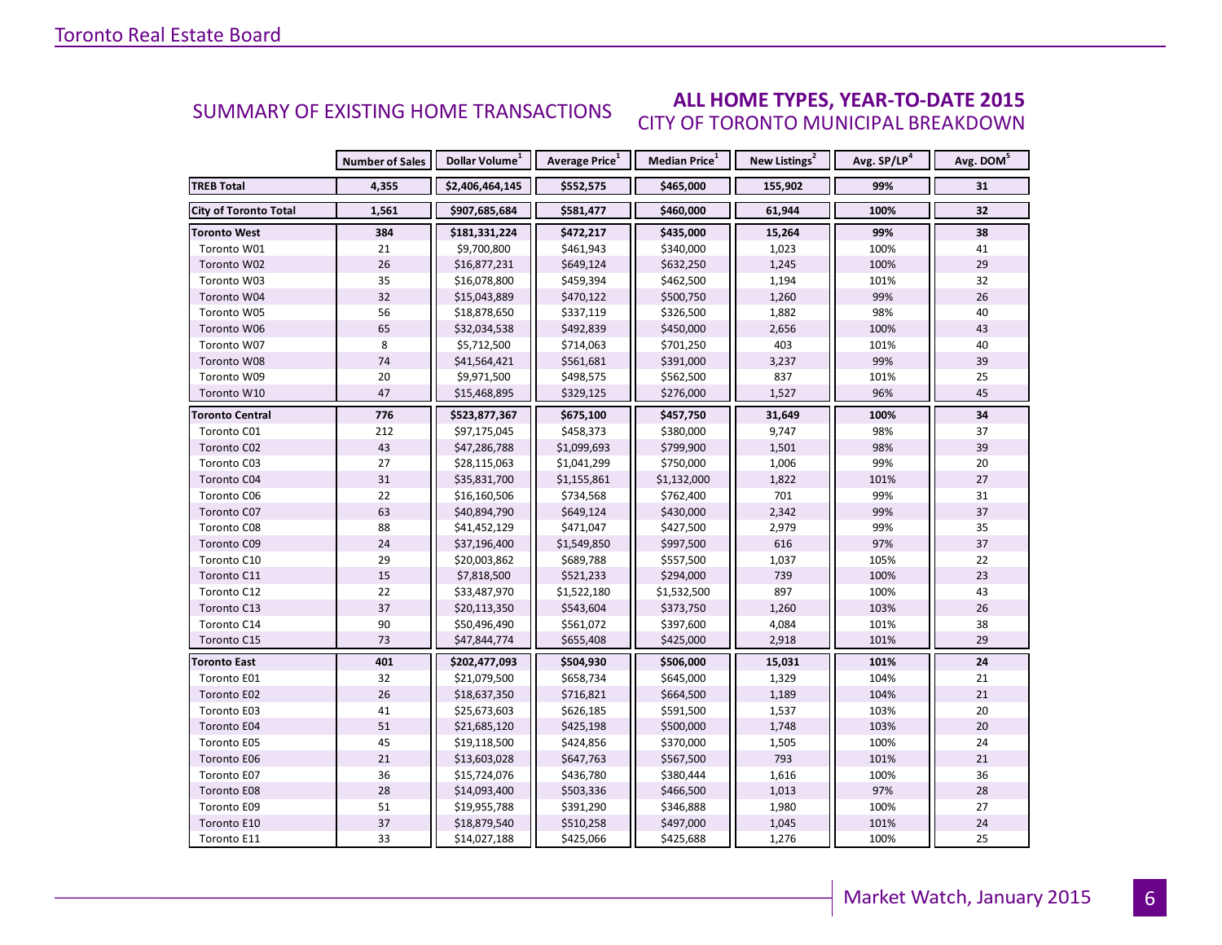## SUMMARY OF EXISTING HOME TRANSACTIONS

### ALL HOME TYPES, YEAR-TO-DATE 2015
### CITY OF TORONTO MUNICIPAL BREAKDOWN

| | Number of Sales | Dollar Volume[1] | Average Price[1] | Median Price[1] | New Listings[2] | Avg. SP/LP[4] | Avg. DOM[5] |
|---|---|---|---|---|---|---|---|
| **TREB Total** | **4,355** | **$2,406,464,145** | **$552,575** | **$465,000** | **155,902** | **99%** | **31** |
| **City of Toronto Total** | **1,561** | **$907,685,684** | **$581,477** | **$460,000** | **61,944** | **100%** | **32** |
| **Toronto West** | **384** | **$181,331,224** | **$472,217** | **$435,000** | **15,264** | **99%** | **38** |
| Toronto W01 | 21 | $9,700,800 | $461,943 | $340,000 | 1,023 | 100% | 41 |
| Toronto W02 | 26 | $16,877,231 | $649,124 | $632,250 | 1,245 | 100% | 29 |
| Toronto W03 | 35 | $16,078,800 | $459,394 | $462,500 | 1,194 | 101% | 32 |
| Toronto W04 | 32 | $15,043,889 | $470,122 | $500,750 | 1,260 | 99% | 26 |
| Toronto W05 | 56 | $18,878,650 | $337,119 | $326,500 | 1,882 | 98% | 40 |
| Toronto W06 | 65 | $32,034,538 | $492,839 | $450,000 | 2,656 | 100% | 43 |
| Toronto W07 | 8 | $5,712,500 | $714,063 | $701,250 | 403 | 101% | 40 |
| Toronto W08 | 74 | $41,564,421 | $561,681 | $391,000 | 3,237 | 99% | 39 |
| Toronto W09 | 20 | $9,971,500 | $498,575 | $562,500 | 837 | 101% | 25 |
| Toronto W10 | 47 | $15,468,895 | $329,125 | $276,000 | 1,527 | 96% | 45 |
| **Toronto Central** | **776** | **$523,877,367** | **$675,100** | **$457,750** | **31,649** | **100%** | **34** |
| Toronto C01 | 212 | $97,175,045 | $458,373 | $380,000 | 9,747 | 98% | 37 |
| Toronto C02 | 43 | $47,286,788 | $1,099,693 | $799,900 | 1,501 | 98% | 39 |
| Toronto C03 | 27 | $28,115,063 | $1,041,299 | $750,000 | 1,006 | 99% | 20 |
| Toronto C04 | 31 | $35,831,700 | $1,155,861 | $1,132,000 | 1,822 | 101% | 27 |
| Toronto C06 | 22 | $16,160,506 | $734,568 | $762,400 | 701 | 99% | 31 |
| Toronto C07 | 63 | $40,894,790 | $649,124 | $430,000 | 2,342 | 99% | 37 |
| Toronto C08 | 88 | $41,452,129 | $471,047 | $427,500 | 2,979 | 99% | 35 |
| Toronto C09 | 24 | $37,196,400 | $1,549,850 | $997,500 | 616 | 97% | 37 |
| Toronto C10 | 29 | $20,003,862 | $689,788 | $557,500 | 1,037 | 105% | 22 |
| Toronto C11 | 15 | $7,818,500 | $521,233 | $294,000 | 739 | 100% | 23 |
| Toronto C12 | 22 | $33,487,970 | $1,522,180 | $1,532,500 | 897 | 100% | 43 |
| Toronto C13 | 37 | $20,113,350 | $543,604 | $373,750 | 1,260 | 103% | 26 |
| Toronto C14 | 90 | $50,496,490 | $561,072 | $397,600 | 4,084 | 101% | 38 |
| Toronto C15 | 73 | $47,844,774 | $655,408 | $425,000 | 2,918 | 101% | 29 |
| **Toronto East** | **401** | **$202,477,093** | **$504,930** | **$506,000** | **15,031** | **101%** | **24** |
| Toronto E01 | 32 | $21,079,500 | $658,734 | $645,000 | 1,329 | 104% | 21 |
| Toronto E02 | 26 | $18,637,350 | $716,821 | $664,500 | 1,189 | 104% | 21 |
| Toronto E03 | 41 | $25,673,603 | $626,185 | $591,500 | 1,537 | 103% | 20 |
| Toronto E04 | 51 | $21,685,120 | $425,198 | $500,000 | 1,748 | 103% | 20 |
| Toronto E05 | 45 | $19,118,500 | $424,856 | $370,000 | 1,505 | 100% | 24 |
| Toronto E06 | 21 | $13,603,028 | $647,763 | $567,500 | 793 | 101% | 21 |
| Toronto E07 | 36 | $15,724,076 | $436,780 | $380,444 | 1,616 | 100% | 36 |
| Toronto E08 | 28 | $14,093,400 | $503,336 | $466,500 | 1,013 | 97% | 28 |
| Toronto E09 | 51 | $19,955,788 | $391,290 | $346,888 | 1,980 | 100% | 27 |
| Toronto E10 | 37 | $18,879,540 | $510,258 | $497,000 | 1,045 | 101% | 24 |
| Toronto E11 | 33 | $14,027,188 | $425,066 | $425,688 | 1,276 | 100% | 25 |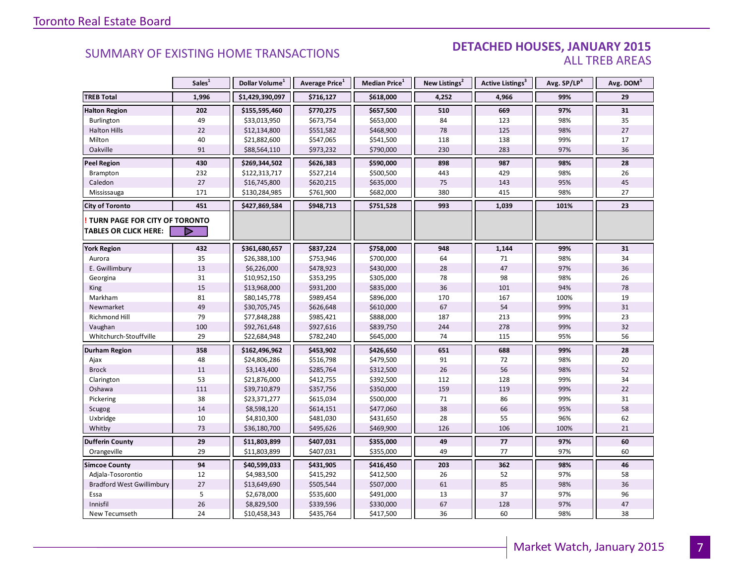## SUMMARY OF EXISTING HOME TRANSACTIONS

### DETACHED HOUSES, JANUARY 2015
### ALL TREB AREAS

| | Sales[1] | Dollar Volume[1] | Average Price[1] | Median Price[1] | New Listings[2] | Active Listings[3] | Avg. SP/LP[4] | Avg. DOM[5] |
|---|---|---|---|---|---|---|---|---|
| **TREB Total** | **1,996** | **$1,429,390,097** | **$716,127** | **$618,000** | **4,252** | **4,966** | **99%** | **29** |
| **Halton Region** | **202** | **$155,595,460** | **$770,275** | **$657,500** | **510** | **669** | **97%** | **31** |
| Burlington | 49 | $33,013,950 | $673,754 | $653,000 | 84 | 123 | 98% | 35 |
| Halton Hills | 22 | $12,134,800 | $551,582 | $468,900 | 78 | 125 | 98% | 27 |
| Milton | 40 | $21,882,600 | $547,065 | $541,500 | 118 | 138 | 99% | 17 |
| Oakville | 91 | $88,564,110 | $973,232 | $790,000 | 230 | 283 | 97% | 36 |
| **Peel Region** | **430** | **$269,344,502** | **$626,383** | **$590,000** | **898** | **987** | **98%** | **28** |
| Brampton | 232 | $122,313,717 | $527,214 | $500,500 | 443 | 429 | 98% | 26 |
| Caledon | 27 | $16,745,800 | $620,215 | $635,000 | 75 | 143 | 95% | 45 |
| Mississauga | 171 | $130,284,985 | $761,900 | $682,000 | 380 | 415 | 98% | 27 |
| **City of Toronto** | **451** | **$427,869,584** | **$948,713** | **$751,528** | **993** | **1,039** | **101%** | **23** |
| **! TURN PAGE FOR CITY OF TORONTO TABLES OR CLICK HERE:** | | | | | | | | |
| **York Region** | **432** | **$361,680,657** | **$837,224** | **$758,000** | **948** | **1,144** | **99%** | **31** |
| Aurora | 35 | $26,388,100 | $753,946 | $700,000 | 64 | 71 | 98% | 34 |
| E. Gwillimbury | 13 | $6,226,000 | $478,923 | $430,000 | 28 | 47 | 97% | 36 |
| Georgina | 31 | $10,952,150 | $353,295 | $305,000 | 78 | 98 | 98% | 26 |
| King | 15 | $13,968,000 | $931,200 | $835,000 | 36 | 101 | 94% | 78 |
| Markham | 81 | $80,145,778 | $989,454 | $896,000 | 170 | 167 | 100% | 19 |
| Newmarket | 49 | $30,705,745 | $626,648 | $610,000 | 67 | 54 | 99% | 31 |
| Richmond Hill | 79 | $77,848,288 | $985,421 | $888,000 | 187 | 213 | 99% | 23 |
| Vaughan | 100 | $92,761,648 | $927,616 | $839,750 | 244 | 278 | 99% | 32 |
| Whitchurch-Stouffville | 29 | $22,684,948 | $782,240 | $645,000 | 74 | 115 | 95% | 56 |
| **Durham Region** | **358** | **$162,496,962** | **$453,902** | **$426,650** | **651** | **688** | **99%** | **28** |
| Ajax | 48 | $24,806,286 | $516,798 | $479,500 | 91 | 72 | 98% | 20 |
| Brock | 11 | $3,143,400 | $285,764 | $312,500 | 26 | 56 | 98% | 52 |
| Clarington | 53 | $21,876,000 | $412,755 | $392,500 | 112 | 128 | 99% | 34 |
| Oshawa | 111 | $39,710,879 | $357,756 | $350,000 | 159 | 119 | 99% | 22 |
| Pickering | 38 | $23,371,277 | $615,034 | $500,000 | 71 | 86 | 99% | 31 |
| Scugog | 14 | $8,598,120 | $614,151 | $477,060 | 38 | 66 | 95% | 58 |
| Uxbridge | 10 | $4,810,300 | $481,030 | $431,650 | 28 | 55 | 96% | 62 |
| Whitby | 73 | $36,180,700 | $495,626 | $469,900 | 126 | 106 | 100% | 21 |
| **Dufferin County** | **29** | **$11,803,899** | **$407,031** | **$355,000** | **49** | **77** | **97%** | **60** |
| Orangeville | 29 | $11,803,899 | $407,031 | $355,000 | 49 | 77 | 97% | 60 |
| **Simcoe County** | **94** | **$40,599,033** | **$431,905** | **$416,450** | **203** | **362** | **98%** | **46** |
| Adjala-Tosorontio | 12 | $4,983,500 | $415,292 | $412,500 | 26 | 52 | 97% | 58 |
| Bradford West Gwillimbury | 27 | $13,649,690 | $505,544 | $507,000 | 61 | 85 | 98% | 36 |
| Essa | 5 | $2,678,000 | $535,600 | $491,000 | 13 | 37 | 97% | 96 |
| Innisfil | 26 | $8,829,500 | $339,596 | $330,000 | 67 | 128 | 97% | 47 |
| New Tecumseth | 24 | $10,458,343 | $435,764 | $417,500 | 36 | 60 | 98% | 38 |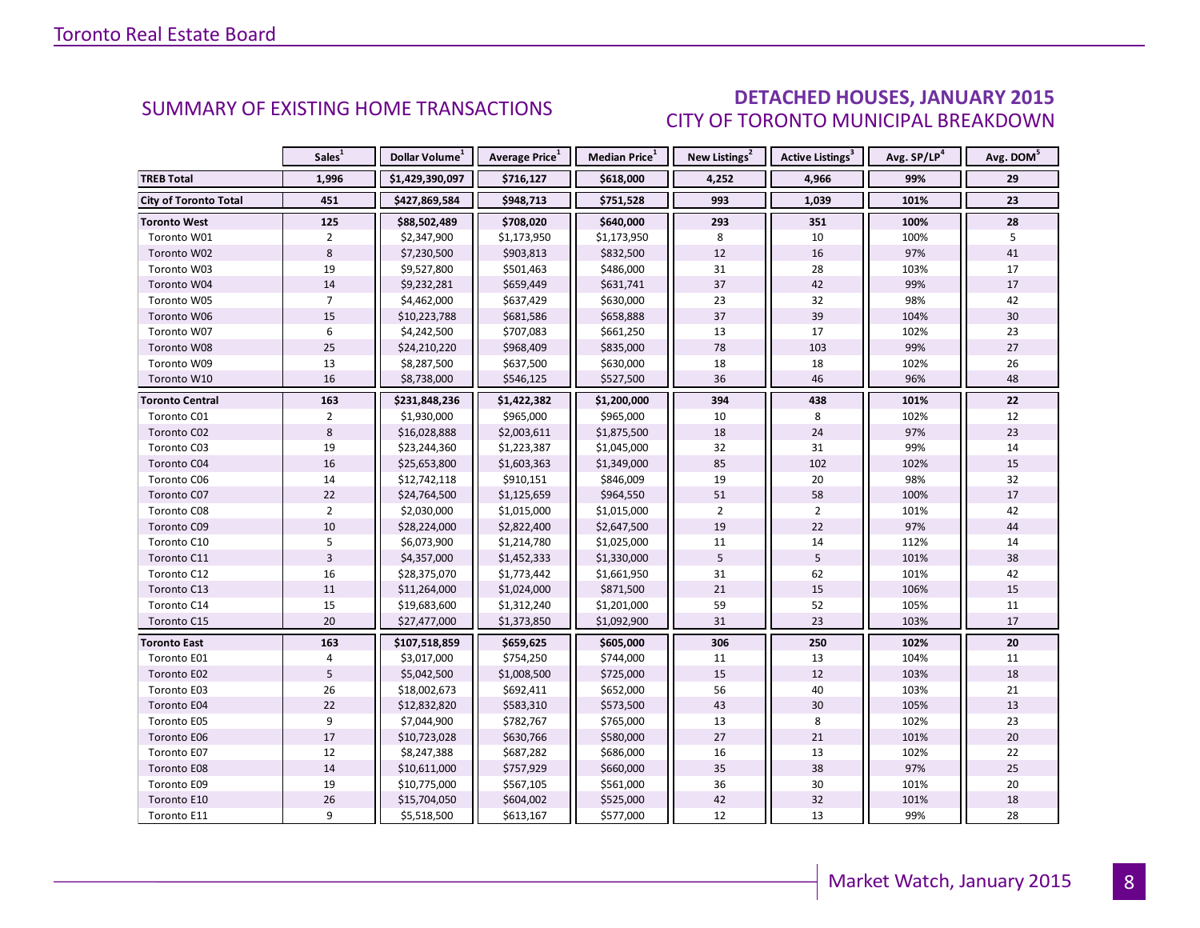## SUMMARY OF EXISTING HOME TRANSACTIONS

## DETACHED HOUSES, JANUARY 2015
### CITY OF TORONTO MUNICIPAL BREAKDOWN

| | Sales[1] | Dollar Volume[1] | Average Price[1] | Median Price[1] | New Listings[2] | Active Listings[3] | Avg. SP/LP[4] | Avg. DOM[5] |
|---|---|---|---|---|---|---|---|---|
| **TREB Total** | **1,996** | **$1,429,390,097** | **$716,127** | **$618,000** | **4,252** | **4,966** | **99%** | **29** |
| **City of Toronto Total** | **451** | **$427,869,584** | **$948,713** | **$751,528** | **993** | **1,039** | **101%** | **23** |
| **Toronto West** | **125** | **$88,502,489** | **$708,020** | **$640,000** | **293** | **351** | **100%** | **28** |
| Toronto W01 | 2 | $2,347,900 | $1,173,950 | $1,173,950 | 8 | 10 | 100% | 5 |
| Toronto W02 | 8 | $7,230,500 | $903,813 | $832,500 | 12 | 16 | 97% | 41 |
| Toronto W03 | 19 | $9,527,800 | $501,463 | $486,000 | 31 | 28 | 103% | 17 |
| Toronto W04 | 14 | $9,232,281 | $659,449 | $631,741 | 37 | 42 | 99% | 17 |
| Toronto W05 | 7 | $4,462,000 | $637,429 | $630,000 | 23 | 32 | 98% | 42 |
| Toronto W06 | 15 | $10,223,788 | $681,586 | $658,888 | 37 | 39 | 104% | 30 |
| Toronto W07 | 6 | $4,242,500 | $707,083 | $661,250 | 13 | 17 | 102% | 23 |
| Toronto W08 | 25 | $24,210,220 | $968,409 | $835,000 | 78 | 103 | 99% | 27 |
| Toronto W09 | 13 | $8,287,500 | $637,500 | $630,000 | 18 | 18 | 102% | 26 |
| Toronto W10 | 16 | $8,738,000 | $546,125 | $527,500 | 36 | 46 | 96% | 48 |
| **Toronto Central** | **163** | **$231,848,236** | **$1,422,382** | **$1,200,000** | **394** | **438** | **101%** | **22** |
| Toronto C01 | 2 | $1,930,000 | $965,000 | $965,000 | 10 | 8 | 102% | 12 |
| Toronto C02 | 8 | $16,028,888 | $2,003,611 | $1,875,500 | 18 | 24 | 97% | 23 |
| Toronto C03 | 19 | $23,244,360 | $1,223,387 | $1,045,000 | 32 | 31 | 99% | 14 |
| Toronto C04 | 16 | $25,653,800 | $1,603,363 | $1,349,000 | 85 | 102 | 102% | 15 |
| Toronto C06 | 14 | $12,742,118 | $910,151 | $846,009 | 19 | 20 | 98% | 32 |
| Toronto C07 | 22 | $24,764,500 | $1,125,659 | $964,550 | 51 | 58 | 100% | 17 |
| Toronto C08 | 2 | $2,030,000 | $1,015,000 | $1,015,000 | 2 | 2 | 101% | 42 |
| Toronto C09 | 10 | $28,224,000 | $2,822,400 | $2,647,500 | 19 | 22 | 97% | 44 |
| Toronto C10 | 5 | $6,073,900 | $1,214,780 | $1,025,000 | 11 | 14 | 112% | 14 |
| Toronto C11 | 3 | $4,357,000 | $1,452,333 | $1,330,000 | 5 | 5 | 101% | 38 |
| Toronto C12 | 16 | $28,375,070 | $1,773,442 | $1,661,950 | 31 | 62 | 101% | 42 |
| Toronto C13 | 11 | $11,264,000 | $1,024,000 | $871,500 | 21 | 15 | 106% | 15 |
| Toronto C14 | 15 | $19,683,600 | $1,312,240 | $1,201,000 | 59 | 52 | 105% | 11 |
| Toronto C15 | 20 | $27,477,000 | $1,373,850 | $1,092,900 | 31 | 23 | 103% | 17 |
| **Toronto East** | **163** | **$107,518,859** | **$659,625** | **$605,000** | **306** | **250** | **102%** | **20** |
| Toronto E01 | 4 | $3,017,000 | $754,250 | $744,000 | 11 | 13 | 104% | 11 |
| Toronto E02 | 5 | $5,042,500 | $1,008,500 | $725,000 | 15 | 12 | 103% | 18 |
| Toronto E03 | 26 | $18,002,673 | $692,411 | $652,000 | 56 | 40 | 103% | 21 |
| Toronto E04 | 22 | $12,832,820 | $583,310 | $573,500 | 43 | 30 | 105% | 13 |
| Toronto E05 | 9 | $7,044,900 | $782,767 | $765,000 | 13 | 8 | 102% | 23 |
| Toronto E06 | 17 | $10,723,028 | $630,766 | $580,000 | 27 | 21 | 101% | 20 |
| Toronto E07 | 12 | $8,247,388 | $687,282 | $686,000 | 16 | 13 | 102% | 22 |
| Toronto E08 | 14 | $10,611,000 | $757,929 | $660,000 | 35 | 38 | 97% | 25 |
| Toronto E09 | 19 | $10,775,000 | $567,105 | $561,000 | 36 | 30 | 101% | 20 |
| Toronto E10 | 26 | $15,704,050 | $604,002 | $525,000 | 42 | 32 | 101% | 18 |
| Toronto E11 | 9 | $5,518,500 | $613,167 | $577,000 | 12 | 13 | 99% | 28 |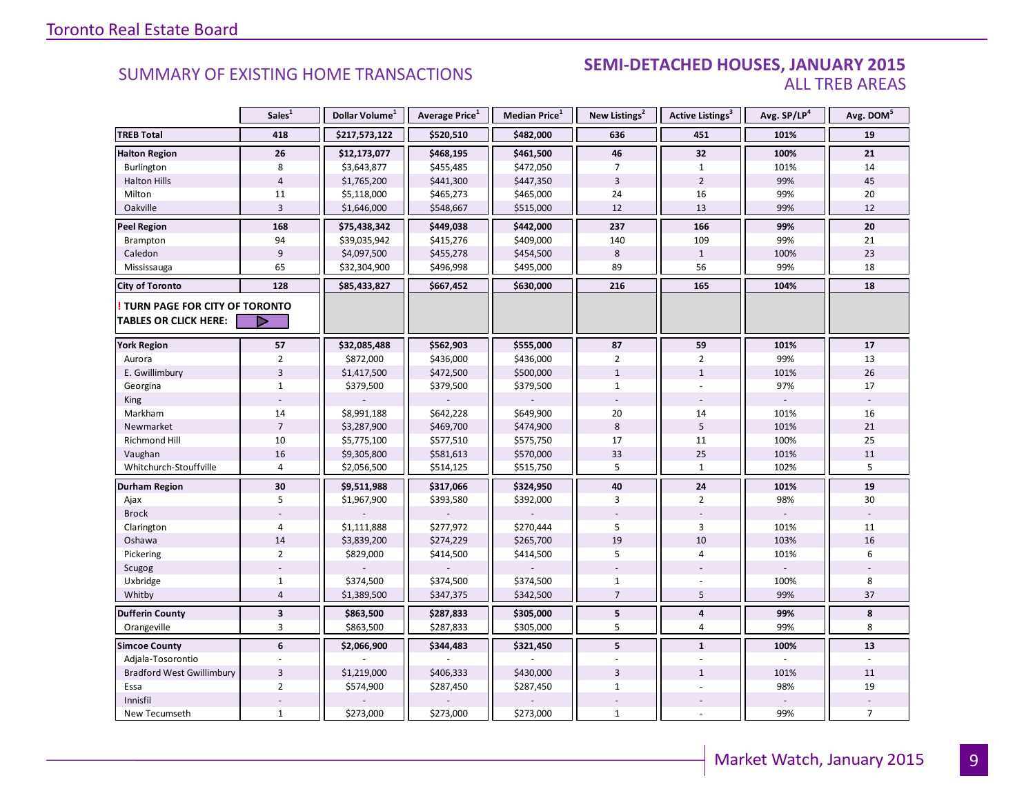## SUMMARY OF EXISTING HOME TRANSACTIONS

### SEMI-DETACHED HOUSES, JANUARY 2015
### ALL TREB AREAS

| | Sales[1] | Dollar Volume[1] | Average Price[1] | Median Price[1] | New Listings[2] | Active Listings[3] | Avg. SP/LP[4] | Avg. DOM[5] |
|---|---|---|---|---|---|---|---|---|
| **TREB Total** | **418** | **$217,573,122** | **$520,510** | **$482,000** | **636** | **451** | **101%** | **19** |
| **Halton Region** | **26** | **$12,173,077** | **$468,195** | **$461,500** | **46** | **32** | **100%** | **21** |
| Burlington | 8 | $3,643,877 | $455,485 | $472,050 | 7 | 1 | 101% | 14 |
| Halton Hills | 4 | $1,765,200 | $441,300 | $447,350 | 3 | 2 | 99% | 45 |
| Milton | 11 | $5,118,000 | $465,273 | $465,000 | 24 | 16 | 99% | 20 |
| Oakville | 3 | $1,646,000 | $548,667 | $515,000 | 12 | 13 | 99% | 12 |
| **Peel Region** | **168** | **$75,438,342** | **$449,038** | **$442,000** | **237** | **166** | **99%** | **20** |
| Brampton | 94 | $39,035,942 | $415,276 | $409,000 | 140 | 109 | 99% | 21 |
| Caledon | 9 | $4,097,500 | $455,278 | $454,500 | 8 | 1 | 100% | 23 |
| Mississauga | 65 | $32,304,900 | $496,998 | $495,000 | 89 | 56 | 99% | 18 |
| **City of Toronto** | **128** | **$85,433,827** | **$667,452** | **$630,000** | **216** | **165** | **104%** | **18** |
| **! TURN PAGE FOR CITY OF TORONTO TABLES OR CLICK HERE:** | | | | | | | | |
| **York Region** | **57** | **$32,085,488** | **$562,903** | **$555,000** | **87** | **59** | **101%** | **17** |
| Aurora | 2 | $872,000 | $436,000 | $436,000 | 2 | 2 | 99% | 13 |
| E. Gwillimbury | 3 | $1,417,500 | $472,500 | $500,000 | 1 | 1 | 101% | 26 |
| Georgina | 1 | $379,500 | $379,500 | $379,500 | 1 | - | 97% | 17 |
| King | - | - | - | - | - | - | - | - |
| Markham | 14 | $8,991,188 | $642,228 | $649,900 | 20 | 14 | 101% | 16 |
| Newmarket | 7 | $3,287,900 | $469,700 | $474,900 | 8 | 5 | 101% | 21 |
| Richmond Hill | 10 | $5,775,100 | $577,510 | $575,750 | 17 | 11 | 100% | 25 |
| Vaughan | 16 | $9,305,800 | $581,613 | $570,000 | 33 | 25 | 101% | 11 |
| Whitchurch-Stouffville | 4 | $2,056,500 | $514,125 | $515,750 | 5 | 1 | 102% | 5 |
| **Durham Region** | **30** | **$9,511,988** | **$317,066** | **$324,950** | **40** | **24** | **101%** | **19** |
| Ajax | 5 | $1,967,900 | $393,580 | $392,000 | 3 | 2 | 98% | 30 |
| Brock | - | - | - | - | - | - | - | - |
| Clarington | 4 | $1,111,888 | $277,972 | $270,444 | 5 | 3 | 101% | 11 |
| Oshawa | 14 | $3,839,200 | $274,229 | $265,700 | 19 | 10 | 103% | 16 |
| Pickering | 2 | $829,000 | $414,500 | $414,500 | 5 | 4 | 101% | 6 |
| Scugog | - | - | - | - | - | - | - | - |
| Uxbridge | 1 | $374,500 | $374,500 | $374,500 | 1 | - | 100% | 8 |
| Whitby | 4 | $1,389,500 | $347,375 | $342,500 | 7 | 5 | 99% | 37 |
| **Dufferin County** | **3** | **$863,500** | **$287,833** | **$305,000** | **5** | **4** | **99%** | **8** |
| Orangeville | 3 | $863,500 | $287,833 | $305,000 | 5 | 4 | 99% | 8 |
| **Simcoe County** | **6** | **$2,066,900** | **$344,483** | **$321,450** | **5** | **1** | **100%** | **13** |
| Adjala-Tosorontio | - | - | - | - | - | - | - | - |
| Bradford West Gwillimbury | 3 | $1,219,000 | $406,333 | $430,000 | 3 | 1 | 101% | 11 |
| Essa | 2 | $574,900 | $287,450 | $287,450 | 1 | - | 98% | 19 |
| Innisfil | - | - | - | - | - | - | - | - |
| New Tecumseth | 1 | $273,000 | $273,000 | $273,000 | 1 | - | 99% | 7 |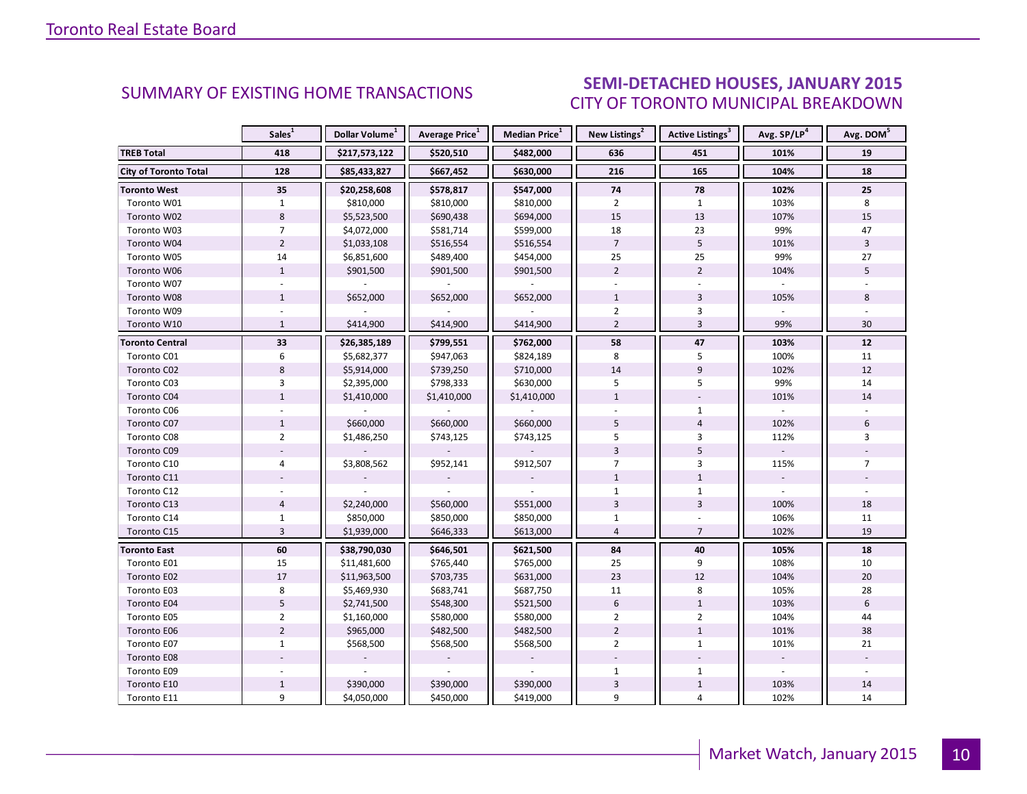## SUMMARY OF EXISTING HOME TRANSACTIONS

## SEMI-DETACHED HOUSES, JANUARY 2015
### CITY OF TORONTO MUNICIPAL BREAKDOWN

| | Sales[1] | Dollar Volume[1] | Average Price[1] | Median Price[1] | New Listings[2] | Active Listings[3] | Avg. SP/LP[4] | Avg. DOM[5] |
|---|---|---|---|---|---|---|---|---|
| **TREB Total** | **418** | **$217,573,122** | **$520,510** | **$482,000** | **636** | **451** | **101%** | **19** |
| **City of Toronto Total** | **128** | **$85,433,827** | **$667,452** | **$630,000** | **216** | **165** | **104%** | **18** |
| **Toronto West** | **35** | **$20,258,608** | **$578,817** | **$547,000** | **74** | **78** | **102%** | **25** |
| Toronto W01 | 1 | $810,000 | $810,000 | $810,000 | 2 | 1 | 103% | 8 |
| Toronto W02 | 8 | $5,523,500 | $690,438 | $694,000 | 15 | 13 | 107% | 15 |
| Toronto W03 | 7 | $4,072,000 | $581,714 | $599,000 | 18 | 23 | 99% | 47 |
| Toronto W04 | 2 | $1,033,108 | $516,554 | $516,554 | 7 | 5 | 101% | 3 |
| Toronto W05 | 14 | $6,851,600 | $489,400 | $454,000 | 25 | 25 | 99% | 27 |
| Toronto W06 | 1 | $901,500 | $901,500 | $901,500 | 2 | 2 | 104% | 5 |
| Toronto W07 | - | - | - | - | - | - | - | - |
| Toronto W08 | 1 | $652,000 | $652,000 | $652,000 | 1 | 3 | 105% | 8 |
| Toronto W09 | - | - | - | - | 2 | 3 | - | - |
| Toronto W10 | 1 | $414,900 | $414,900 | $414,900 | 2 | 3 | 99% | 30 |
| **Toronto Central** | **33** | **$26,385,189** | **$799,551** | **$762,000** | **58** | **47** | **103%** | **12** |
| Toronto C01 | 6 | $5,682,377 | $947,063 | $824,189 | 8 | 5 | 100% | 11 |
| Toronto C02 | 8 | $5,914,000 | $739,250 | $710,000 | 14 | 9 | 102% | 12 |
| Toronto C03 | 3 | $2,395,000 | $798,333 | $630,000 | 5 | 5 | 99% | 14 |
| Toronto C04 | 1 | $1,410,000 | $1,410,000 | $1,410,000 | 1 | - | 101% | 14 |
| Toronto C06 | - | - | - | - | - | 1 | - | - |
| Toronto C07 | 1 | $660,000 | $660,000 | $660,000 | 5 | 4 | 102% | 6 |
| Toronto C08 | 2 | $1,486,250 | $743,125 | $743,125 | 5 | 3 | 112% | 3 |
| Toronto C09 | - | - | - | - | 3 | 5 | - | - |
| Toronto C10 | 4 | $3,808,562 | $952,141 | $912,507 | 7 | 3 | 115% | 7 |
| Toronto C11 | - | - | - | - | 1 | 1 | - | - |
| Toronto C12 | - | - | - | - | 1 | 1 | - | - |
| Toronto C13 | 4 | $2,240,000 | $560,000 | $551,000 | 3 | 3 | 100% | 18 |
| Toronto C14 | 1 | $850,000 | $850,000 | $850,000 | 1 | - | 106% | 11 |
| Toronto C15 | 3 | $1,939,000 | $646,333 | $613,000 | 4 | 7 | 102% | 19 |
| **Toronto East** | **60** | **$38,790,030** | **$646,501** | **$621,500** | **84** | **40** | **105%** | **18** |
| Toronto E01 | 15 | $11,481,600 | $765,440 | $765,000 | 25 | 9 | 108% | 10 |
| Toronto E02 | 17 | $11,963,500 | $703,735 | $631,000 | 23 | 12 | 104% | 20 |
| Toronto E03 | 8 | $5,469,930 | $683,741 | $687,750 | 11 | 8 | 105% | 28 |
| Toronto E04 | 5 | $2,741,500 | $548,300 | $521,500 | 6 | 1 | 103% | 6 |
| Toronto E05 | 2 | $1,160,000 | $580,000 | $580,000 | 2 | 2 | 104% | 44 |
| Toronto E06 | 2 | $965,000 | $482,500 | $482,500 | 2 | 1 | 101% | 38 |
| Toronto E07 | 1 | $568,500 | $568,500 | $568,500 | 2 | 1 | 101% | 21 |
| Toronto E08 | - | - | - | - | - | - | - | - |
| Toronto E09 | - | - | - | - | 1 | 1 | - | - |
| Toronto E10 | 1 | $390,000 | $390,000 | $390,000 | 3 | 1 | 103% | 14 |
| Toronto E11 | 9 | $4,050,000 | $450,000 | $419,000 | 9 | 4 | 102% | 14 |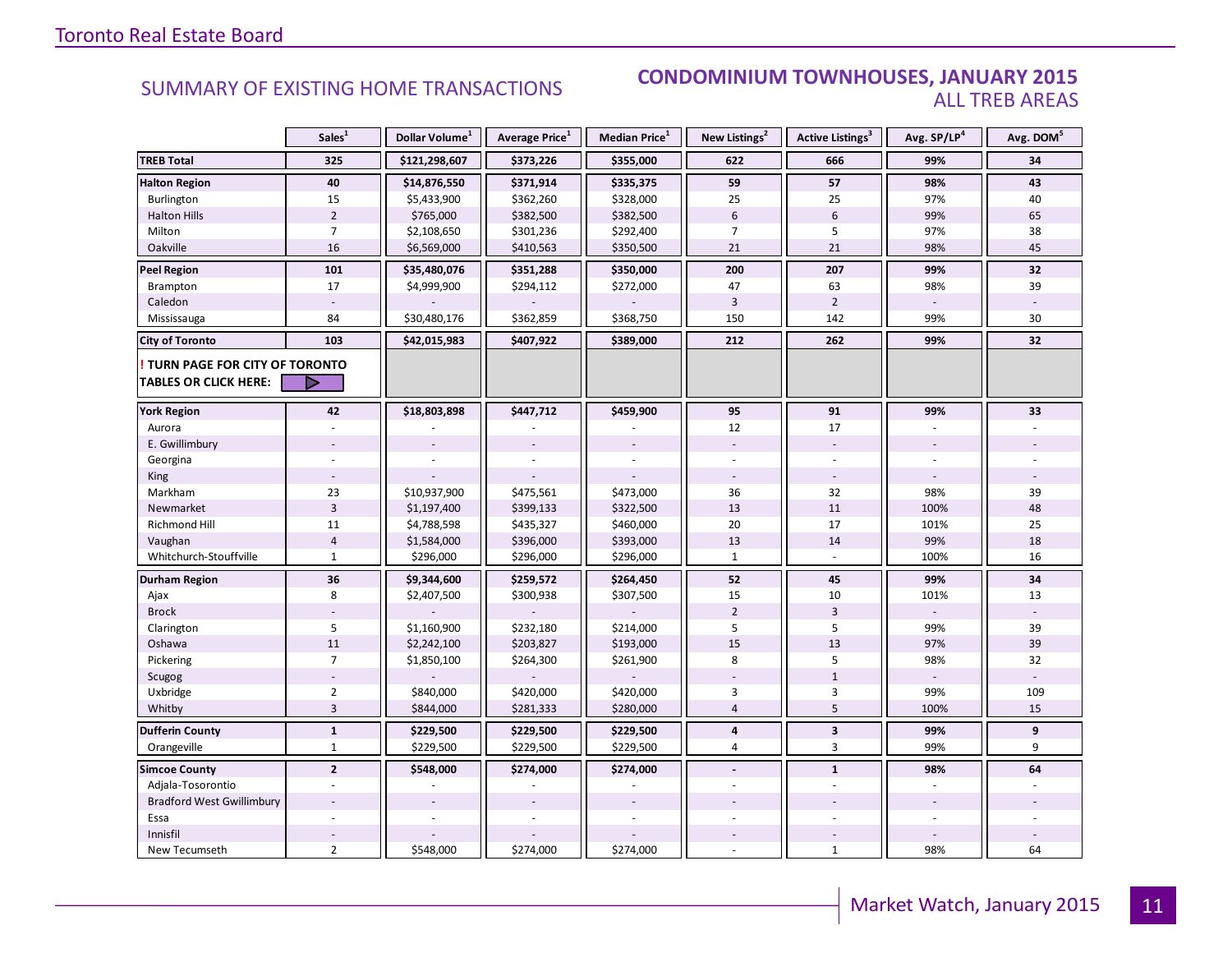## SUMMARY OF EXISTING HOME TRANSACTIONS

## CONDOMINIUM TOWNHOUSES, JANUARY 2015
### ALL TREB AREAS

| | Sales[1] | Dollar Volume[1] | Average Price[1] | Median Price[1] | New Listings[2] | Active Listings[3] | Avg. SP/LP[4] | Avg. DOM[5] |
|---|---|---|---|---|---|---|---|---|
| **TREB Total** | **325** | **$121,298,607** | **$373,226** | **$355,000** | **622** | **666** | **99%** | **34** |
| **Halton Region** | **40** | **$14,876,550** | **$371,914** | **$335,375** | **59** | **57** | **98%** | **43** |
| Burlington | 15 | $5,433,900 | $362,260 | $328,000 | 25 | 25 | 97% | 40 |
| Halton Hills | 2 | $765,000 | $382,500 | $382,500 | 6 | 6 | 99% | 65 |
| Milton | 7 | $2,108,650 | $301,236 | $292,400 | 7 | 5 | 97% | 38 |
| Oakville | 16 | $6,569,000 | $410,563 | $350,500 | 21 | 21 | 98% | 45 |
| **Peel Region** | **101** | **$35,480,076** | **$351,288** | **$350,000** | **200** | **207** | **99%** | **32** |
| Brampton | 17 | $4,999,900 | $294,112 | $272,000 | 47 | 63 | 98% | 39 |
| Caledon | - | - | - | - | 3 | 2 | - | - |
| Mississauga | 84 | $30,480,176 | $362,859 | $368,750 | 150 | 142 | 99% | 30 |
| **City of Toronto** | **103** | **$42,015,983** | **$407,922** | **$389,000** | **212** | **262** | **99%** | **32** |
| **! TURN PAGE FOR CITY OF TORONTO TABLES OR CLICK HERE:** | | | | | | | | |
| **York Region** | **42** | **$18,803,898** | **$447,712** | **$459,900** | **95** | **91** | **99%** | **33** |
| Aurora | - | - | - | - | 12 | 17 | - | - |
| E. Gwillimbury | - | - | - | - | - | - | - | - |
| Georgina | - | - | - | - | - | - | - | - |
| King | - | - | - | - | - | - | - | - |
| Markham | 23 | $10,937,900 | $475,561 | $473,000 | 36 | 32 | 98% | 39 |
| Newmarket | 3 | $1,197,400 | $399,133 | $322,500 | 13 | 11 | 100% | 48 |
| Richmond Hill | 11 | $4,788,598 | $435,327 | $460,000 | 20 | 17 | 101% | 25 |
| Vaughan | 4 | $1,584,000 | $396,000 | $393,000 | 13 | 14 | 99% | 18 |
| Whitchurch-Stouffville | 1 | $296,000 | $296,000 | $296,000 | 1 | - | 100% | 16 |
| **Durham Region** | **36** | **$9,344,600** | **$259,572** | **$264,450** | **52** | **45** | **99%** | **34** |
| Ajax | 8 | $2,407,500 | $300,938 | $307,500 | 15 | 10 | 101% | 13 |
| Brock | - | - | - | - | 2 | 3 | - | - |
| Clarington | 5 | $1,160,900 | $232,180 | $214,000 | 5 | 5 | 99% | 39 |
| Oshawa | 11 | $2,242,100 | $203,827 | $193,000 | 15 | 13 | 97% | 39 |
| Pickering | 7 | $1,850,100 | $264,300 | $261,900 | 8 | 5 | 98% | 32 |
| Scugog | - | - | - | - | - | 1 | - | - |
| Uxbridge | 2 | $840,000 | $420,000 | $420,000 | 3 | 3 | 99% | 109 |
| Whitby | 3 | $844,000 | $281,333 | $280,000 | 4 | 5 | 100% | 15 |
| **Dufferin County** | **1** | **$229,500** | **$229,500** | **$229,500** | **4** | **3** | **99%** | **9** |
| Orangeville | 1 | $229,500 | $229,500 | $229,500 | 4 | 3 | 99% | 9 |
| **Simcoe County** | **2** | **$548,000** | **$274,000** | **$274,000** | **-** | **1** | **98%** | **64** |
| Adjala-Tosorontio | - | - | - | - | - | - | - | - |
| Bradford West Gwillimbury | - | - | - | - | - | - | - | - |
| Essa | - | - | - | - | - | - | - | - |
| Innisfil | - | - | - | - | - | - | - | - |
| New Tecumseth | 2 | $548,000 | $274,000 | $274,000 | - | 1 | 98% | 64 |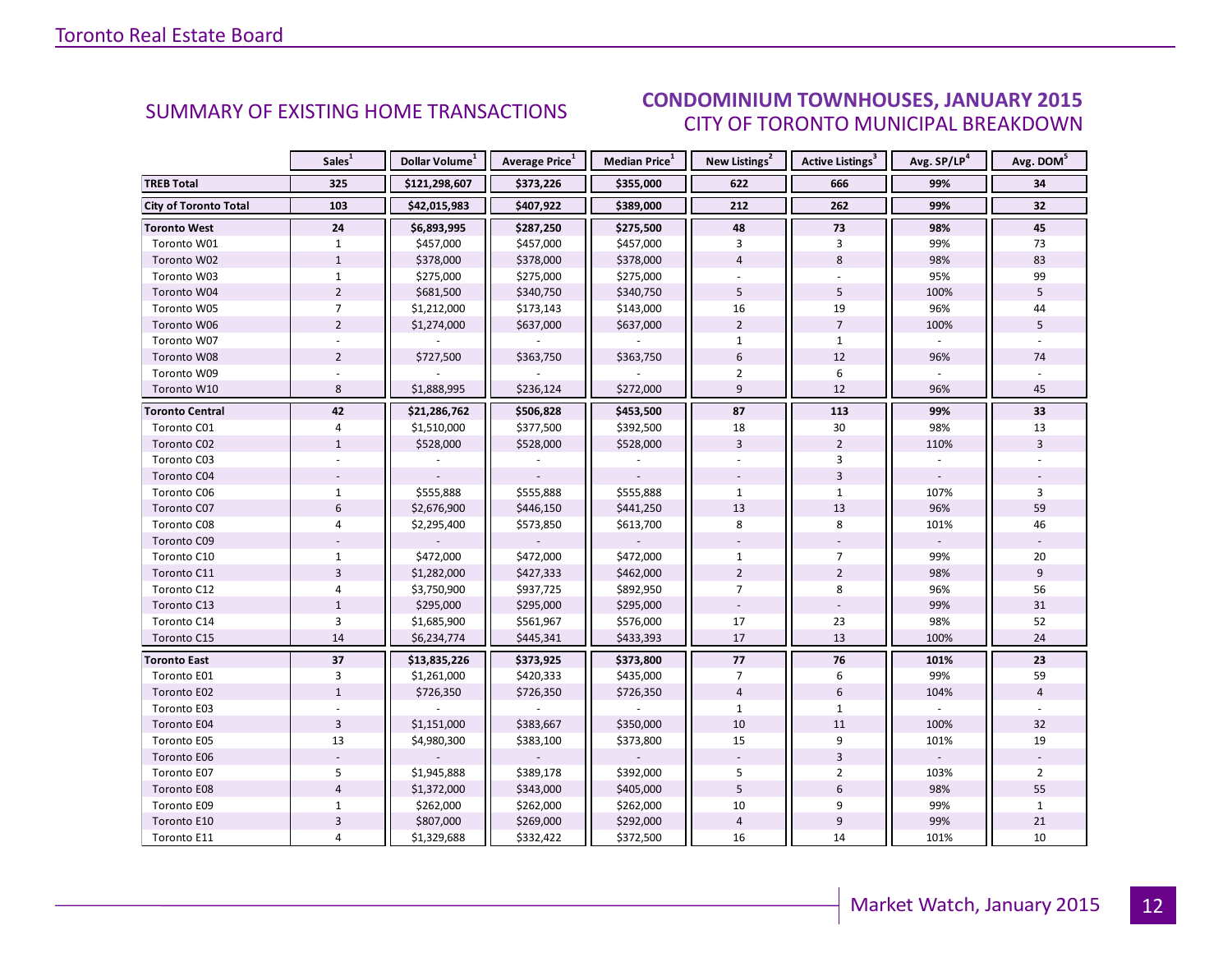## SUMMARY OF EXISTING HOME TRANSACTIONS

## CONDOMINIUM TOWNHOUSES, JANUARY 2015
### CITY OF TORONTO MUNICIPAL BREAKDOWN

| | Sales[1] | Dollar Volume[1] | Average Price[1] | Median Price[1] | New Listings[2] | Active Listings[3] | Avg. SP/LP[4] | Avg. DOM[5] |
|---|---|---|---|---|---|---|---|---|
| **TREB Total** | **325** | **$121,298,607** | **$373,226** | **$355,000** | **622** | **666** | **99%** | **34** |
| **City of Toronto Total** | **103** | **$42,015,983** | **$407,922** | **$389,000** | **212** | **262** | **99%** | **32** |
| **Toronto West** | **24** | **$6,893,995** | **$287,250** | **$275,500** | **48** | **73** | **98%** | **45** |
| Toronto W01 | 1 | $457,000 | $457,000 | $457,000 | 3 | 3 | 99% | 73 |
| Toronto W02 | 1 | $378,000 | $378,000 | $378,000 | 4 | 8 | 98% | 83 |
| Toronto W03 | 1 | $275,000 | $275,000 | $275,000 | - | - | 95% | 99 |
| Toronto W04 | 2 | $681,500 | $340,750 | $340,750 | 5 | 5 | 100% | 5 |
| Toronto W05 | 7 | $1,212,000 | $173,143 | $143,000 | 16 | 19 | 96% | 44 |
| Toronto W06 | 2 | $1,274,000 | $637,000 | $637,000 | 2 | 7 | 100% | 5 |
| Toronto W07 | - | - | - | - | 1 | 1 | - | - |
| Toronto W08 | 2 | $727,500 | $363,750 | $363,750 | 6 | 12 | 96% | 74 |
| Toronto W09 | - | - | - | - | 2 | 6 | - | - |
| Toronto W10 | 8 | $1,888,995 | $236,124 | $272,000 | 9 | 12 | 96% | 45 |
| **Toronto Central** | **42** | **$21,286,762** | **$506,828** | **$453,500** | **87** | **113** | **99%** | **33** |
| Toronto C01 | 4 | $1,510,000 | $377,500 | $392,500 | 18 | 30 | 98% | 13 |
| Toronto C02 | 1 | $528,000 | $528,000 | $528,000 | 3 | 2 | 110% | 3 |
| Toronto C03 | - | - | - | - | - | 3 | - | - |
| Toronto C04 | - | - | - | - | - | 3 | - | - |
| Toronto C06 | 1 | $555,888 | $555,888 | $555,888 | 1 | 1 | 107% | 3 |
| Toronto C07 | 6 | $2,676,900 | $446,150 | $441,250 | 13 | 13 | 96% | 59 |
| Toronto C08 | 4 | $2,295,400 | $573,850 | $613,700 | 8 | 8 | 101% | 46 |
| Toronto C09 | - | - | - | - | - | - | - | - |
| Toronto C10 | 1 | $472,000 | $472,000 | $472,000 | 1 | 7 | 99% | 20 |
| Toronto C11 | 3 | $1,282,000 | $427,333 | $462,000 | 2 | 2 | 98% | 9 |
| Toronto C12 | 4 | $3,750,900 | $937,725 | $892,950 | 7 | 8 | 96% | 56 |
| Toronto C13 | 1 | $295,000 | $295,000 | $295,000 | - | - | 99% | 31 |
| Toronto C14 | 3 | $1,685,900 | $561,967 | $576,000 | 17 | 23 | 98% | 52 |
| Toronto C15 | 14 | $6,234,774 | $445,341 | $433,393 | 17 | 13 | 100% | 24 |
| **Toronto East** | **37** | **$13,835,226** | **$373,925** | **$373,800** | **77** | **76** | **101%** | **23** |
| Toronto E01 | 3 | $1,261,000 | $420,333 | $435,000 | 7 | 6 | 99% | 59 |
| Toronto E02 | 1 | $726,350 | $726,350 | $726,350 | 4 | 6 | 104% | 4 |
| Toronto E03 | - | - | - | - | 1 | 1 | - | - |
| Toronto E04 | 3 | $1,151,000 | $383,667 | $350,000 | 10 | 11 | 100% | 32 |
| Toronto E05 | 13 | $4,980,300 | $383,100 | $373,800 | 15 | 9 | 101% | 19 |
| Toronto E06 | - | - | - | - | - | 3 | - | - |
| Toronto E07 | 5 | $1,945,888 | $389,178 | $392,000 | 5 | 2 | 103% | 2 |
| Toronto E08 | 4 | $1,372,000 | $343,000 | $405,000 | 5 | 6 | 98% | 55 |
| Toronto E09 | 1 | $262,000 | $262,000 | $262,000 | 10 | 9 | 99% | 1 |
| Toronto E10 | 3 | $807,000 | $269,000 | $292,000 | 4 | 9 | 99% | 21 |
| Toronto E11 | 4 | $1,329,688 | $332,422 | $372,500 | 16 | 14 | 101% | 10 |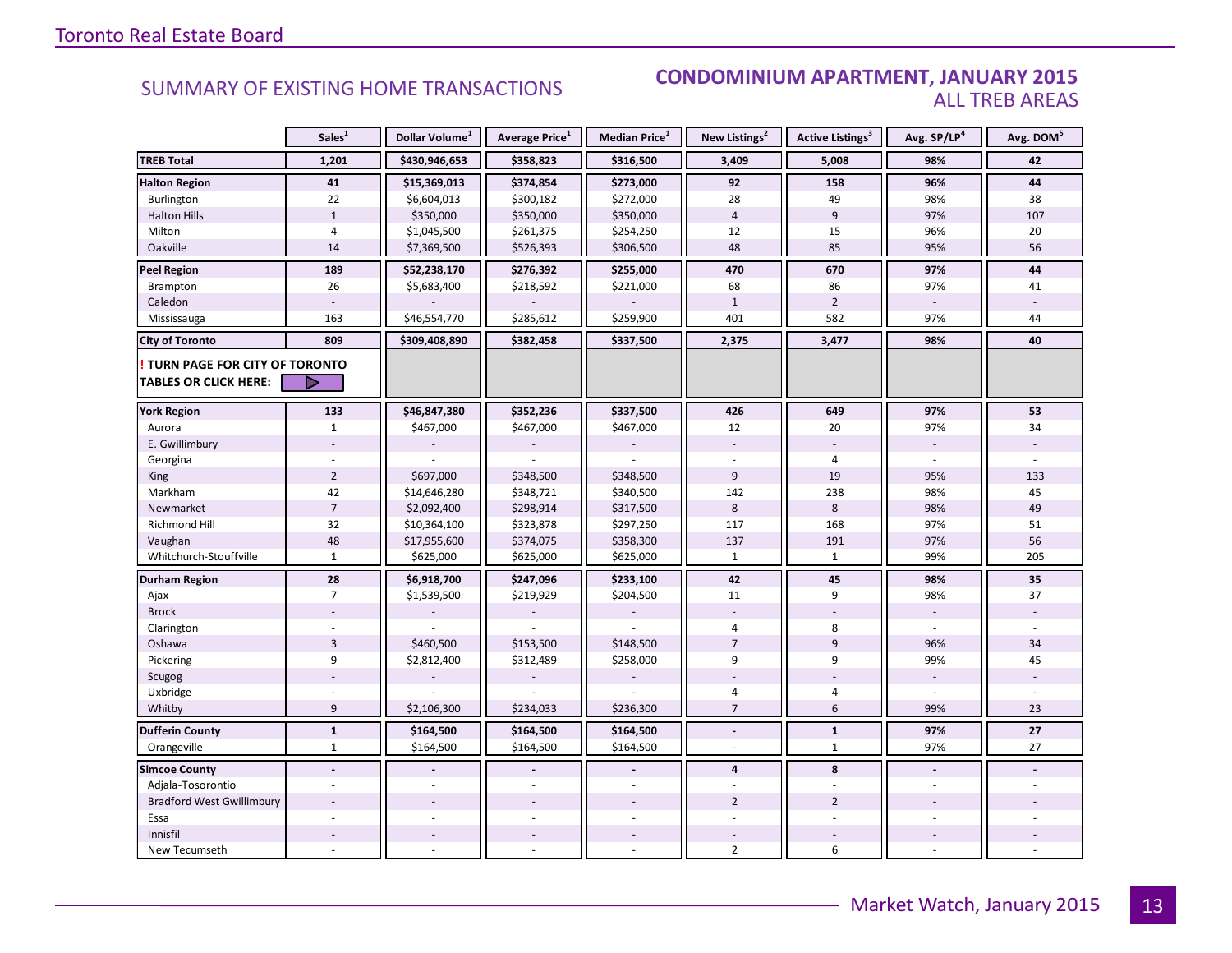Toronto Real Estate Board

## SUMMARY OF EXISTING HOME TRANSACTIONS

## CONDOMINIUM APARTMENT, JANUARY 2015
### ALL TREB AREAS

| | Sales[1] | Dollar Volume[1] | Average Price[1] | Median Price[1] | New Listings[2] | Active Listings[3] | Avg. SP/LP[4] | Avg. DOM[5] |
|---|---|---|---|---|---|---|---|---|
| **TREB Total** | **1,201** | **$430,946,653** | **$358,823** | **$316,500** | **3,409** | **5,008** | **98%** | **42** |
| **Halton Region** | **41** | **$15,369,013** | **$374,854** | **$273,000** | **92** | **158** | **96%** | **44** |
| Burlington | 22 | $6,604,013 | $300,182 | $272,000 | 28 | 49 | 98% | 38 |
| Halton Hills | 1 | $350,000 | $350,000 | $350,000 | 4 | 9 | 97% | 107 |
| Milton | 4 | $1,045,500 | $261,375 | $254,250 | 12 | 15 | 96% | 20 |
| Oakville | 14 | $7,369,500 | $526,393 | $306,500 | 48 | 85 | 95% | 56 |
| **Peel Region** | **189** | **$52,238,170** | **$276,392** | **$255,000** | **470** | **670** | **97%** | **44** |
| Brampton | 26 | $5,683,400 | $218,592 | $221,000 | 68 | 86 | 97% | 41 |
| Caledon | - | - | - | - | 1 | 2 | - | - |
| Mississauga | 163 | $46,554,770 | $285,612 | $259,900 | 401 | 582 | 97% | 44 |
| **City of Toronto** | **809** | **$309,408,890** | **$382,458** | **$337,500** | **2,375** | **3,477** | **98%** | **40** |
| **! TURN PAGE FOR CITY OF TORONTO TABLES OR CLICK HERE:** | | | | | | | | |
| **York Region** | **133** | **$46,847,380** | **$352,236** | **$337,500** | **426** | **649** | **97%** | **53** |
| Aurora | 1 | $467,000 | $467,000 | $467,000 | 12 | 20 | 97% | 34 |
| E. Gwillimbury | - | - | - | - | - | - | - | - |
| Georgina | - | - | - | - | - | 4 | - | - |
| King | 2 | $697,000 | $348,500 | $348,500 | 9 | 19 | 95% | 133 |
| Markham | 42 | $14,646,280 | $348,721 | $340,500 | 142 | 238 | 98% | 45 |
| Newmarket | 7 | $2,092,400 | $298,914 | $317,500 | 8 | 8 | 98% | 49 |
| Richmond Hill | 32 | $10,364,100 | $323,878 | $297,250 | 117 | 168 | 97% | 51 |
| Vaughan | 48 | $17,955,600 | $374,075 | $358,300 | 137 | 191 | 97% | 56 |
| Whitchurch-Stouffville | 1 | $625,000 | $625,000 | $625,000 | 1 | 1 | 99% | 205 |
| **Durham Region** | **28** | **$6,918,700** | **$247,096** | **$233,100** | **42** | **45** | **98%** | **35** |
| Ajax | 7 | $1,539,500 | $219,929 | $204,500 | 11 | 9 | 98% | 37 |
| Brock | - | - | - | - | - | - | - | - |
| Clarington | - | - | - | - | 4 | 8 | - | - |
| Oshawa | 3 | $460,500 | $153,500 | $148,500 | 7 | 9 | 96% | 34 |
| Pickering | 9 | $2,812,400 | $312,489 | $258,000 | 9 | 9 | 99% | 45 |
| Scugog | - | - | - | - | - | - | - | - |
| Uxbridge | - | - | - | - | 4 | 4 | - | - |
| Whitby | 9 | $2,106,300 | $234,033 | $236,300 | 7 | 6 | 99% | 23 |
| **Dufferin County** | **1** | **$164,500** | **$164,500** | **$164,500** | **-** | **1** | **97%** | **27** |
| Orangeville | 1 | $164,500 | $164,500 | $164,500 | - | 1 | 97% | 27 |
| **Simcoe County** | **-** | **-** | **-** | **-** | **4** | **8** | **-** | **-** |
| Adjala-Tosorontio | - | - | - | - | - | - | - | - |
| Bradford West Gwillimbury | - | - | - | - | 2 | 2 | - | - |
| Essa | - | - | - | - | - | - | - | - |
| Innisfil | - | - | - | - | - | - | - | - |
| New Tecumseth | - | - | - | - | 2 | 6 | - | - |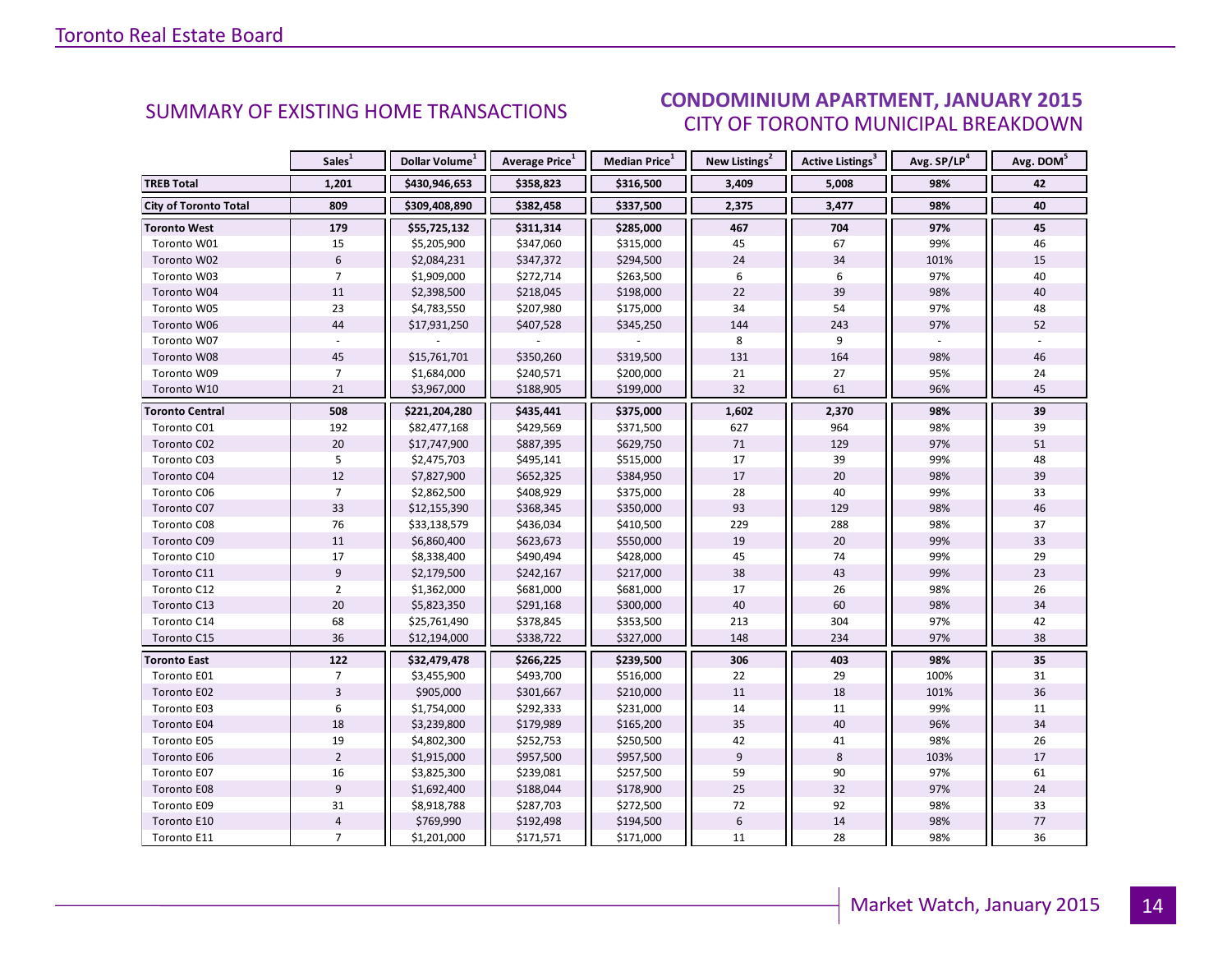## SUMMARY OF EXISTING HOME TRANSACTIONS

## CONDOMINIUM APARTMENT, JANUARY 2015
CITY OF TORONTO MUNICIPAL BREAKDOWN

| | Sales[1] | Dollar Volume[1] | Average Price[1] | Median Price[1] | New Listings[2] | Active Listings[3] | Avg. SP/LP[4] | Avg. DOM[5] |
|---|---|---|---|---|---|---|---|---|
| **TREB Total** | **1,201** | **$430,946,653** | **$358,823** | **$316,500** | **3,409** | **5,008** | **98%** | **42** |
| **City of Toronto Total** | **809** | **$309,408,890** | **$382,458** | **$337,500** | **2,375** | **3,477** | **98%** | **40** |
| **Toronto West** | **179** | **$55,725,132** | **$311,314** | **$285,000** | **467** | **704** | **97%** | **45** |
| Toronto W01 | 15 | $5,205,900 | $347,060 | $315,000 | 45 | 67 | 99% | 46 |
| Toronto W02 | 6 | $2,084,231 | $347,372 | $294,500 | 24 | 34 | 101% | 15 |
| Toronto W03 | 7 | $1,909,000 | $272,714 | $263,500 | 6 | 6 | 97% | 40 |
| Toronto W04 | 11 | $2,398,500 | $218,045 | $198,000 | 22 | 39 | 98% | 40 |
| Toronto W05 | 23 | $4,783,550 | $207,980 | $175,000 | 34 | 54 | 97% | 48 |
| Toronto W06 | 44 | $17,931,250 | $407,528 | $345,250 | 144 | 243 | 97% | 52 |
| Toronto W07 | - | - | - | - | 8 | 9 | - | - |
| Toronto W08 | 45 | $15,761,701 | $350,260 | $319,500 | 131 | 164 | 98% | 46 |
| Toronto W09 | 7 | $1,684,000 | $240,571 | $200,000 | 21 | 27 | 95% | 24 |
| Toronto W10 | 21 | $3,967,000 | $188,905 | $199,000 | 32 | 61 | 96% | 45 |
| **Toronto Central** | **508** | **$221,204,280** | **$435,441** | **$375,000** | **1,602** | **2,370** | **98%** | **39** |
| Toronto C01 | 192 | $82,477,168 | $429,569 | $371,500 | 627 | 964 | 98% | 39 |
| Toronto C02 | 20 | $17,747,900 | $887,395 | $629,750 | 71 | 129 | 97% | 51 |
| Toronto C03 | 5 | $2,475,703 | $495,141 | $515,000 | 17 | 39 | 99% | 48 |
| Toronto C04 | 12 | $7,827,900 | $652,325 | $384,950 | 17 | 20 | 98% | 39 |
| Toronto C06 | 7 | $2,862,500 | $408,929 | $375,000 | 28 | 40 | 99% | 33 |
| Toronto C07 | 33 | $12,155,390 | $368,345 | $350,000 | 93 | 129 | 98% | 46 |
| Toronto C08 | 76 | $33,138,579 | $436,034 | $410,500 | 229 | 288 | 98% | 37 |
| Toronto C09 | 11 | $6,860,400 | $623,673 | $550,000 | 19 | 20 | 99% | 33 |
| Toronto C10 | 17 | $8,338,400 | $490,494 | $428,000 | 45 | 74 | 99% | 29 |
| Toronto C11 | 9 | $2,179,500 | $242,167 | $217,000 | 38 | 43 | 99% | 23 |
| Toronto C12 | 2 | $1,362,000 | $681,000 | $681,000 | 17 | 26 | 98% | 26 |
| Toronto C13 | 20 | $5,823,350 | $291,168 | $300,000 | 40 | 60 | 98% | 34 |
| Toronto C14 | 68 | $25,761,490 | $378,845 | $353,500 | 213 | 304 | 97% | 42 |
| Toronto C15 | 36 | $12,194,000 | $338,722 | $327,000 | 148 | 234 | 97% | 38 |
| **Toronto East** | **122** | **$32,479,478** | **$266,225** | **$239,500** | **306** | **403** | **98%** | **35** |
| Toronto E01 | 7 | $3,455,900 | $493,700 | $516,000 | 22 | 29 | 100% | 31 |
| Toronto E02 | 3 | $905,000 | $301,667 | $210,000 | 11 | 18 | 101% | 36 |
| Toronto E03 | 6 | $1,754,000 | $292,333 | $231,000 | 14 | 11 | 99% | 11 |
| Toronto E04 | 18 | $3,239,800 | $179,989 | $165,200 | 35 | 40 | 96% | 34 |
| Toronto E05 | 19 | $4,802,300 | $252,753 | $250,500 | 42 | 41 | 98% | 26 |
| Toronto E06 | 2 | $1,915,000 | $957,500 | $957,500 | 9 | 8 | 103% | 17 |
| Toronto E07 | 16 | $3,825,300 | $239,081 | $257,500 | 59 | 90 | 97% | 61 |
| Toronto E08 | 9 | $1,692,400 | $188,044 | $178,900 | 25 | 32 | 97% | 24 |
| Toronto E09 | 31 | $8,918,788 | $287,703 | $272,500 | 72 | 92 | 98% | 33 |
| Toronto E10 | 4 | $769,990 | $192,498 | $194,500 | 6 | 14 | 98% | 77 |
| Toronto E11 | 7 | $1,201,000 | $171,571 | $171,000 | 11 | 28 | 98% | 36 |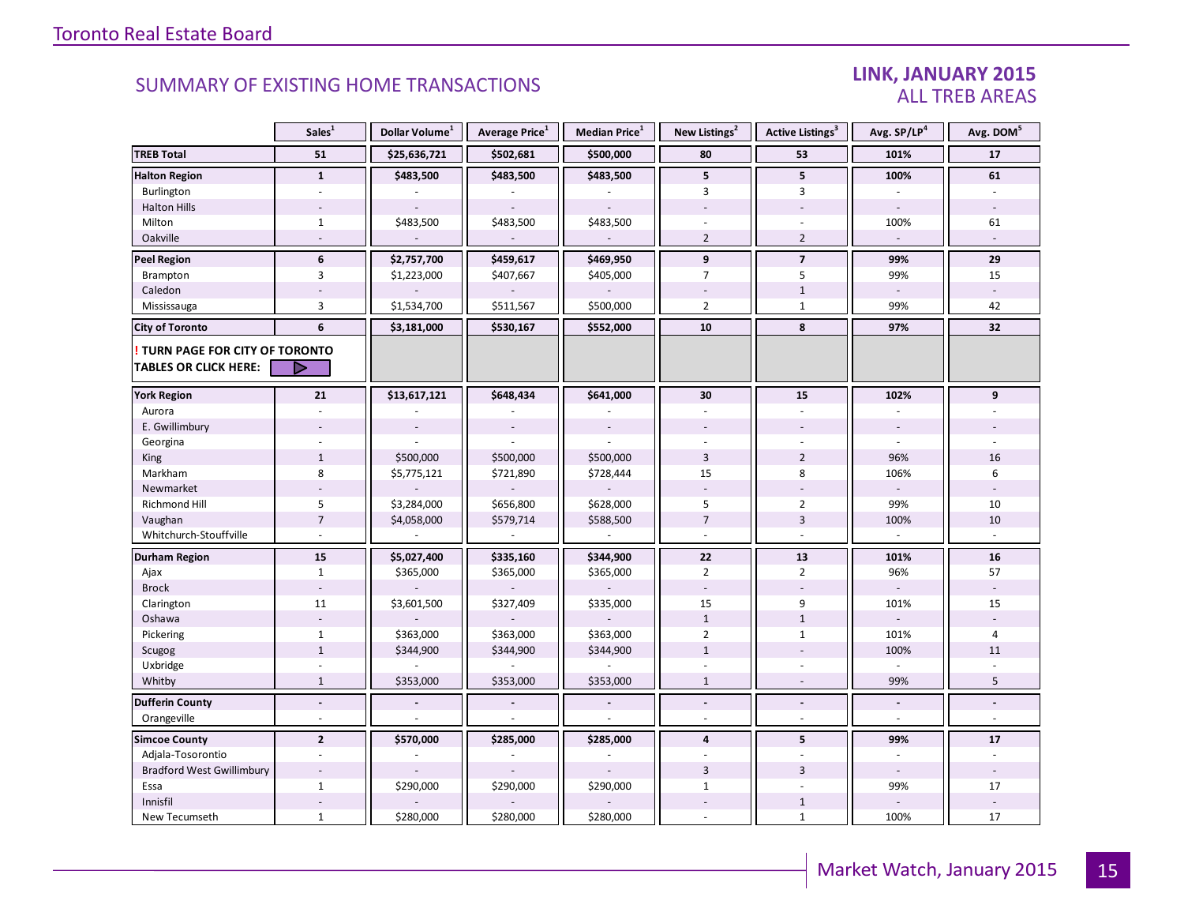## SUMMARY OF EXISTING HOME TRANSACTIONS

### LINK, JANUARY 2015
### ALL TREB AREAS

| | Sales[1] | Dollar Volume[1] | Average Price[1] | Median Price[1] | New Listings[2] | Active Listings[3] | Avg. SP/LP[4] | Avg. DOM[5] |
|---|---|---|---|---|---|---|---|---|
| **TREB Total** | **51** | **$25,636,721** | **$502,681** | **$500,000** | **80** | **53** | **101%** | **17** |
| **Halton Region** | **1** | **$483,500** | **$483,500** | **$483,500** | **5** | **5** | **100%** | **61** |
| Burlington | - | - | - | - | 3 | 3 | - | - |
| Halton Hills | - | - | - | - | - | - | - | - |
| Milton | 1 | $483,500 | $483,500 | $483,500 | - | - | 100% | 61 |
| Oakville | - | - | - | - | 2 | 2 | - | - |
| **Peel Region** | **6** | **$2,757,700** | **$459,617** | **$469,950** | **9** | **7** | **99%** | **29** |
| Brampton | 3 | $1,223,000 | $407,667 | $405,000 | 7 | 5 | 99% | 15 |
| Caledon | - | - | - | - | - | 1 | - | - |
| Mississauga | 3 | $1,534,700 | $511,567 | $500,000 | 2 | 1 | 99% | 42 |
| **City of Toronto** | **6** | **$3,181,000** | **$530,167** | **$552,000** | **10** | **8** | **97%** | **32** |
| **! TURN PAGE FOR CITY OF TORONTO TABLES OR CLICK HERE:** | | | | | | | | |
| **York Region** | **21** | **$13,617,121** | **$648,434** | **$641,000** | **30** | **15** | **102%** | **9** |
| Aurora | - | - | - | - | - | - | - | - |
| E. Gwillimbury | - | - | - | - | - | - | - | - |
| Georgina | - | - | - | - | - | - | - | - |
| King | 1 | $500,000 | $500,000 | $500,000 | 3 | 2 | 96% | 16 |
| Markham | 8 | $5,775,121 | $721,890 | $728,444 | 15 | 8 | 106% | 6 |
| Newmarket | - | - | - | - | - | - | - | - |
| Richmond Hill | 5 | $3,284,000 | $656,800 | $628,000 | 5 | 2 | 99% | 10 |
| Vaughan | 7 | $4,058,000 | $579,714 | $588,500 | 7 | 3 | 100% | 10 |
| Whitchurch-Stouffville | - | - | - | - | - | - | - | - |
| **Durham Region** | **15** | **$5,027,400** | **$335,160** | **$344,900** | **22** | **13** | **101%** | **16** |
| Ajax | 1 | $365,000 | $365,000 | $365,000 | 2 | 2 | 96% | 57 |
| Brock | - | - | - | - | - | - | - | - |
| Clarington | 11 | $3,601,500 | $327,409 | $335,000 | 15 | 9 | 101% | 15 |
| Oshawa | - | - | - | - | 1 | 1 | - | - |
| Pickering | 1 | $363,000 | $363,000 | $363,000 | 2 | 1 | 101% | 4 |
| Scugog | 1 | $344,900 | $344,900 | $344,900 | 1 | - | 100% | 11 |
| Uxbridge | - | - | - | - | - | - | - | - |
| Whitby | 1 | $353,000 | $353,000 | $353,000 | 1 | - | 99% | 5 |
| **Dufferin County** | **-** | **-** | **-** | **-** | **-** | **-** | **-** | **-** |
| Orangeville | - | - | - | - | - | - | - | - |
| **Simcoe County** | **2** | **$570,000** | **$285,000** | **$285,000** | **4** | **5** | **99%** | **17** |
| Adjala-Tosorontio | - | - | - | - | - | - | - | - |
| Bradford West Gwillimbury | - | - | - | - | 3 | 3 | - | - |
| Essa | 1 | $290,000 | $290,000 | $290,000 | 1 | - | 99% | 17 |
| Innisfil | - | - | - | - | - | 1 | - | - |
| New Tecumseth | 1 | $280,000 | $280,000 | $280,000 | - | 1 | 100% | 17 |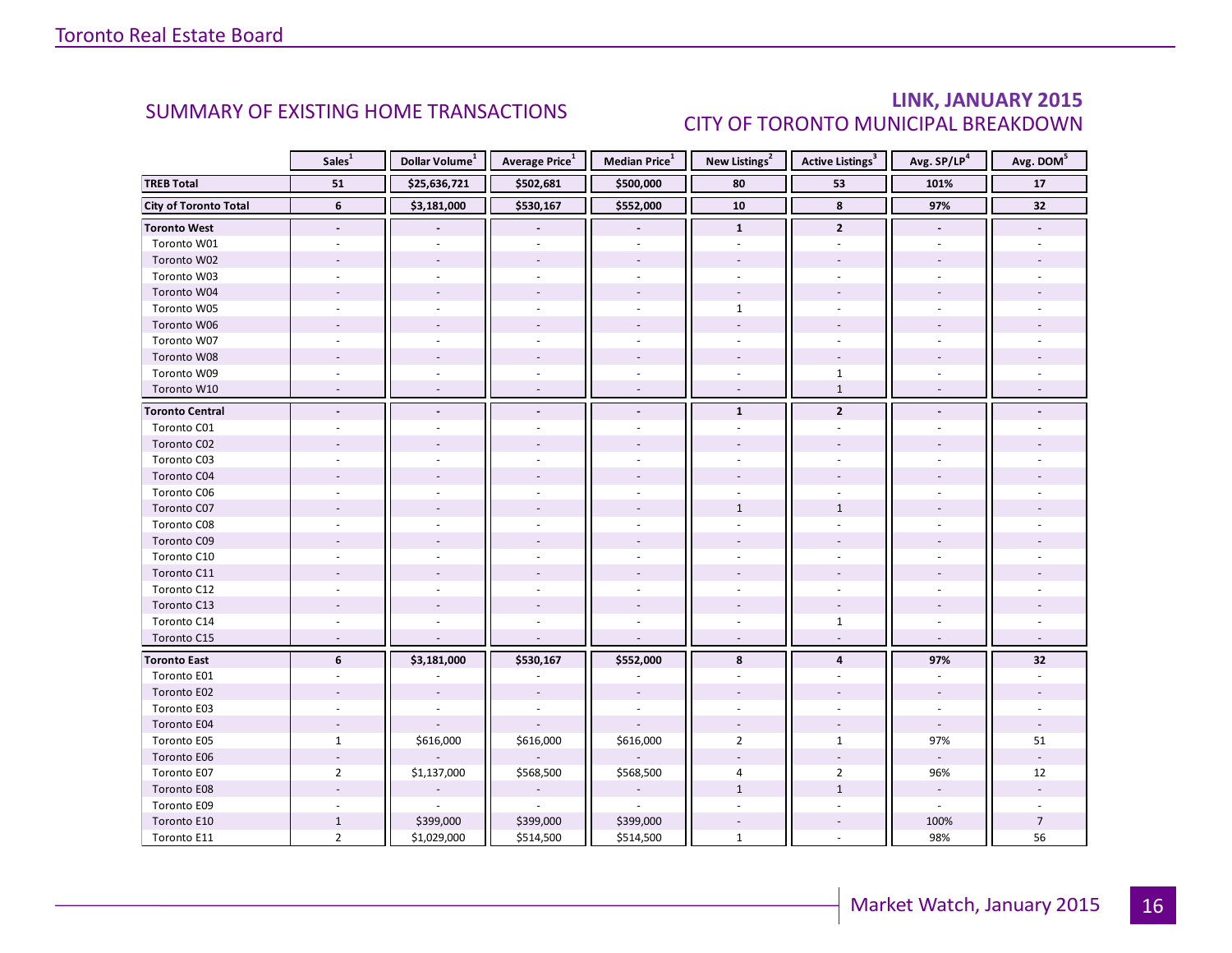## SUMMARY OF EXISTING HOME TRANSACTIONS

## LINK, JANUARY 2015
## CITY OF TORONTO MUNICIPAL BREAKDOWN

| | Sales[1] | Dollar Volume[1] | Average Price[1] | Median Price[1] | New Listings[2] | Active Listings[3] | Avg. SP/LP[4] | Avg. DOM[5] |
|---|---|---|---|---|---|---|---|---|
| **TREB Total** | **51** | **$25,636,721** | **$502,681** | **$500,000** | **80** | **53** | **101%** | **17** |
| **City of Toronto Total** | **6** | **$3,181,000** | **$530,167** | **$552,000** | **10** | **8** | **97%** | **32** |
| **Toronto West** | **-** | **-** | **-** | **-** | **1** | **2** | **-** | **-** |
| Toronto W01 | - | - | - | - | - | - | - | - |
| Toronto W02 | - | - | - | - | - | - | - | - |
| Toronto W03 | - | - | - | - | - | - | - | - |
| Toronto W04 | - | - | - | - | - | - | - | - |
| Toronto W05 | - | - | - | - | 1 | - | - | - |
| Toronto W06 | - | - | - | - | - | - | - | - |
| Toronto W07 | - | - | - | - | - | - | - | - |
| Toronto W08 | - | - | - | - | - | - | - | - |
| Toronto W09 | - | - | - | - | - | 1 | - | - |
| Toronto W10 | - | - | - | - | - | 1 | - | - |
| **Toronto Central** | **-** | **-** | **-** | **-** | **1** | **2** | **-** | **-** |
| Toronto C01 | - | - | - | - | - | - | - | - |
| Toronto C02 | - | - | - | - | - | - | - | - |
| Toronto C03 | - | - | - | - | - | - | - | - |
| Toronto C04 | - | - | - | - | - | - | - | - |
| Toronto C06 | - | - | - | - | - | - | - | - |
| Toronto C07 | - | - | - | - | 1 | 1 | - | - |
| Toronto C08 | - | - | - | - | - | - | - | - |
| Toronto C09 | - | - | - | - | - | - | - | - |
| Toronto C10 | - | - | - | - | - | - | - | - |
| Toronto C11 | - | - | - | - | - | - | - | - |
| Toronto C12 | - | - | - | - | - | - | - | - |
| Toronto C13 | - | - | - | - | - | - | - | - |
| Toronto C14 | - | - | - | - | - | 1 | - | - |
| Toronto C15 | - | - | - | - | - | - | - | - |
| **Toronto East** | **6** | **$3,181,000** | **$530,167** | **$552,000** | **8** | **4** | **97%** | **32** |
| Toronto E01 | - | - | - | - | - | - | - | - |
| Toronto E02 | - | - | - | - | - | - | - | - |
| Toronto E03 | - | - | - | - | - | - | - | - |
| Toronto E04 | - | - | - | - | - | - | - | - |
| Toronto E05 | 1 | $616,000 | $616,000 | $616,000 | 2 | 1 | 97% | 51 |
| Toronto E06 | - | - | - | - | - | - | - | - |
| Toronto E07 | 2 | $1,137,000 | $568,500 | $568,500 | 4 | 2 | 96% | 12 |
| Toronto E08 | - | - | - | - | 1 | 1 | - | - |
| Toronto E09 | - | - | - | - | - | - | - | - |
| Toronto E10 | 1 | $399,000 | $399,000 | $399,000 | - | - | 100% | 7 |
| Toronto E11 | 2 | $1,029,000 | $514,500 | $514,500 | 1 | - | 98% | 56 |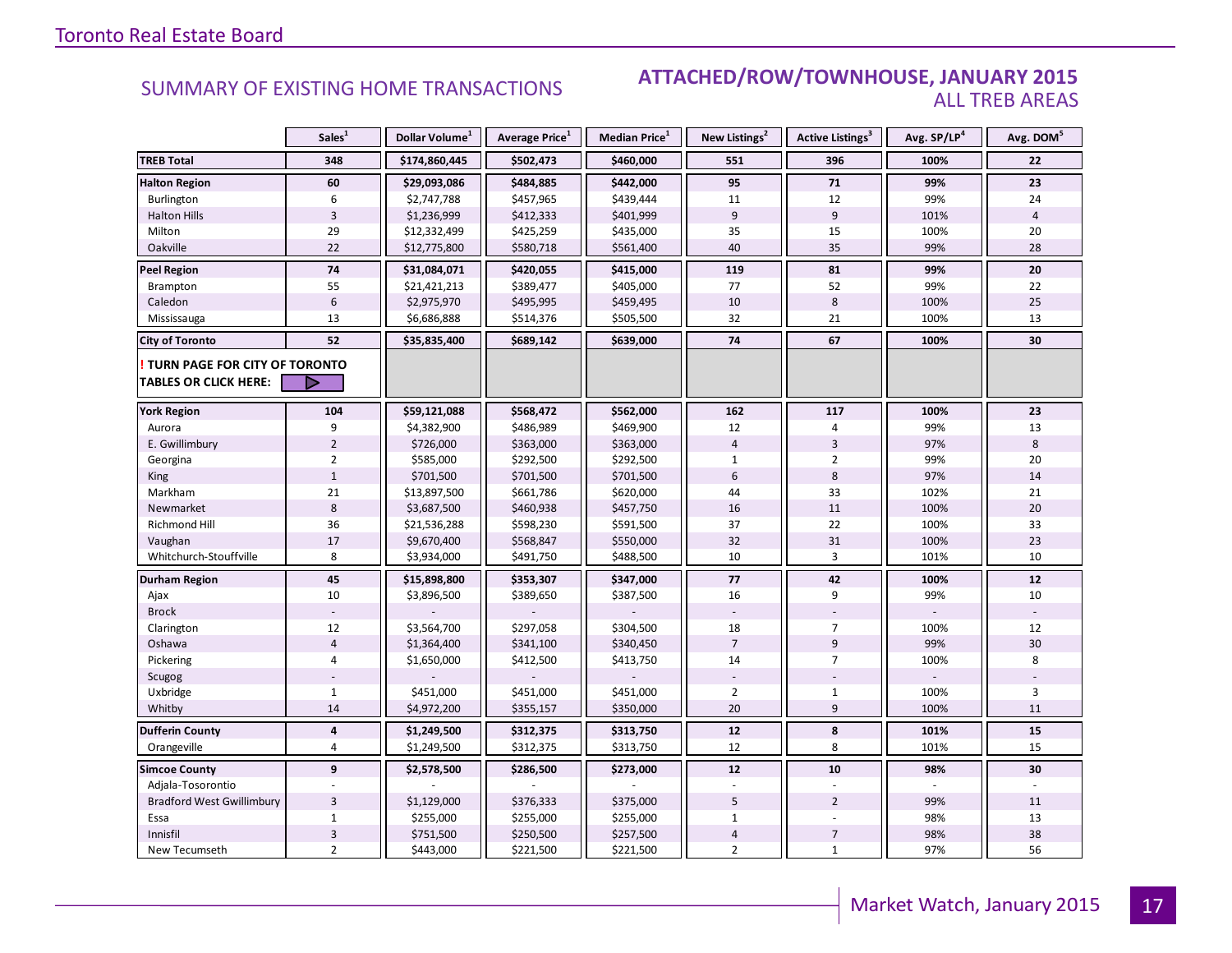Toronto Real Estate Board

## SUMMARY OF EXISTING HOME TRANSACTIONS

## ATTACHED/ROW/TOWNHOUSE, JANUARY 2015
### ALL TREB AREAS

| | Sales[1] | Dollar Volume[1] | Average Price[1] | Median Price[1] | New Listings[2] | Active Listings[3] | Avg. SP/LP[4] | Avg. DOM[5] |
|---|---|---|---|---|---|---|---|---|
| **TREB Total** | **348** | **$174,860,445** | **$502,473** | **$460,000** | **551** | **396** | **100%** | **22** |
| **Halton Region** | **60** | **$29,093,086** | **$484,885** | **$442,000** | **95** | **71** | **99%** | **23** |
| Burlington | 6 | $2,747,788 | $457,965 | $439,444 | 11 | 12 | 99% | 24 |
| Halton Hills | 3 | $1,236,999 | $412,333 | $401,999 | 9 | 9 | 101% | 4 |
| Milton | 29 | $12,332,499 | $425,259 | $435,000 | 35 | 15 | 100% | 20 |
| Oakville | 22 | $12,775,800 | $580,718 | $561,400 | 40 | 35 | 99% | 28 |
| **Peel Region** | **74** | **$31,084,071** | **$420,055** | **$415,000** | **119** | **81** | **99%** | **20** |
| Brampton | 55 | $21,421,213 | $389,477 | $405,000 | 77 | 52 | 99% | 22 |
| Caledon | 6 | $2,975,970 | $495,995 | $459,495 | 10 | 8 | 100% | 25 |
| Mississauga | 13 | $6,686,888 | $514,376 | $505,500 | 32 | 21 | 100% | 13 |
| **City of Toronto** | **52** | **$35,835,400** | **$689,142** | **$639,000** | **74** | **67** | **100%** | **30** |
| **! TURN PAGE FOR CITY OF TORONTO TABLES OR CLICK HERE:** | | | | | | | | |
| **York Region** | **104** | **$59,121,088** | **$568,472** | **$562,000** | **162** | **117** | **100%** | **23** |
| Aurora | 9 | $4,382,900 | $486,989 | $469,900 | 12 | 4 | 99% | 13 |
| E. Gwillimbury | 2 | $726,000 | $363,000 | $363,000 | 4 | 3 | 97% | 8 |
| Georgina | 2 | $585,000 | $292,500 | $292,500 | 1 | 2 | 99% | 20 |
| King | 1 | $701,500 | $701,500 | $701,500 | 6 | 8 | 97% | 14 |
| Markham | 21 | $13,897,500 | $661,786 | $620,000 | 44 | 33 | 102% | 21 |
| Newmarket | 8 | $3,687,500 | $460,938 | $457,750 | 16 | 11 | 100% | 20 |
| Richmond Hill | 36 | $21,536,288 | $598,230 | $591,500 | 37 | 22 | 100% | 33 |
| Vaughan | 17 | $9,670,400 | $568,847 | $550,000 | 32 | 31 | 100% | 23 |
| Whitchurch-Stouffville | 8 | $3,934,000 | $491,750 | $488,500 | 10 | 3 | 101% | 10 |
| **Durham Region** | **45** | **$15,898,800** | **$353,307** | **$347,000** | **77** | **42** | **100%** | **12** |
| Ajax | 10 | $3,896,500 | $389,650 | $387,500 | 16 | 9 | 99% | 10 |
| Brock | - | - | - | - | - | - | - | - |
| Clarington | 12 | $3,564,700 | $297,058 | $304,500 | 18 | 7 | 100% | 12 |
| Oshawa | 4 | $1,364,400 | $341,100 | $340,450 | 7 | 9 | 99% | 30 |
| Pickering | 4 | $1,650,000 | $412,500 | $413,750 | 14 | 7 | 100% | 8 |
| Scugog | - | - | - | - | - | - | - | - |
| Uxbridge | 1 | $451,000 | $451,000 | $451,000 | 2 | 1 | 100% | 3 |
| Whitby | 14 | $4,972,200 | $355,157 | $350,000 | 20 | 9 | 100% | 11 |
| **Dufferin County** | **4** | **$1,249,500** | **$312,375** | **$313,750** | **12** | **8** | **101%** | **15** |
| Orangeville | 4 | $1,249,500 | $312,375 | $313,750 | 12 | 8 | 101% | 15 |
| **Simcoe County** | **9** | **$2,578,500** | **$286,500** | **$273,000** | **12** | **10** | **98%** | **30** |
| Adjala-Tosorontio | - | - | - | - | - | - | - | - |
| Bradford West Gwillimbury | 3 | $1,129,000 | $376,333 | $375,000 | 5 | 2 | 99% | 11 |
| Essa | 1 | $255,000 | $255,000 | $255,000 | 1 | - | 98% | 13 |
| Innisfil | 3 | $751,500 | $250,500 | $257,500 | 4 | 7 | 98% | 38 |
| New Tecumseth | 2 | $443,000 | $221,500 | $221,500 | 2 | 1 | 97% | 56 |

Market Watch, January 2015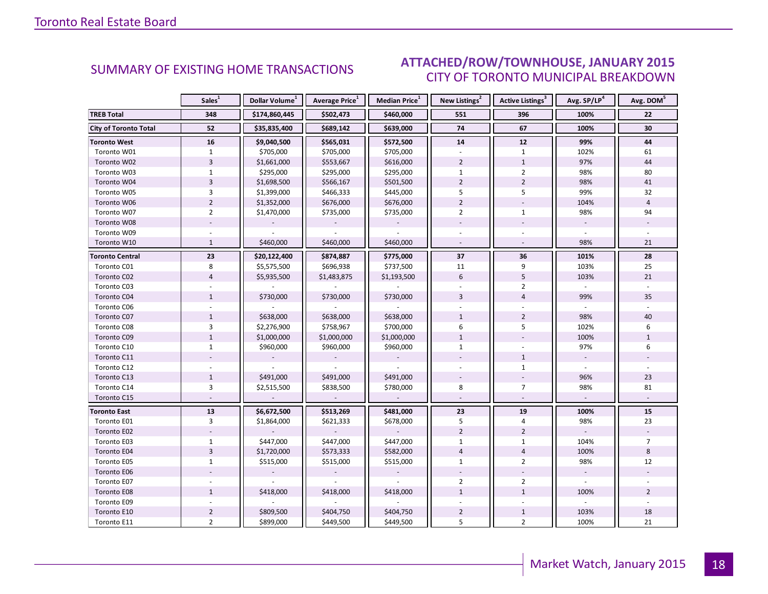## SUMMARY OF EXISTING HOME TRANSACTIONS

## ATTACHED/ROW/TOWNHOUSE, JANUARY 2015
### CITY OF TORONTO MUNICIPAL BREAKDOWN

| | Sales[1] | Dollar Volume[1] | Average Price[1] | Median Price[1] | New Listings[2] | Active Listings[3] | Avg. SP/LP[4] | Avg. DOM[5] |
|---|---|---|---|---|---|---|---|---|
| **TREB Total** | **348** | **$174,860,445** | **$502,473** | **$460,000** | **551** | **396** | **100%** | **22** |
| **City of Toronto Total** | **52** | **$35,835,400** | **$689,142** | **$639,000** | **74** | **67** | **100%** | **30** |
| **Toronto West** | **16** | **$9,040,500** | **$565,031** | **$572,500** | **14** | **12** | **99%** | **44** |
| Toronto W01 | 1 | $705,000 | $705,000 | $705,000 | - | 1 | 102% | 61 |
| Toronto W02 | 3 | $1,661,000 | $553,667 | $616,000 | 2 | 1 | 97% | 44 |
| Toronto W03 | 1 | $295,000 | $295,000 | $295,000 | 1 | 2 | 98% | 80 |
| Toronto W04 | 3 | $1,698,500 | $566,167 | $501,500 | 2 | 2 | 98% | 41 |
| Toronto W05 | 3 | $1,399,000 | $466,333 | $445,000 | 5 | 5 | 99% | 32 |
| Toronto W06 | 2 | $1,352,000 | $676,000 | $676,000 | 2 | - | 104% | 4 |
| Toronto W07 | 2 | $1,470,000 | $735,000 | $735,000 | 2 | 1 | 98% | 94 |
| Toronto W08 | - | - | - | - | - | - | - | - |
| Toronto W09 | - | - | - | - | - | - | - | - |
| Toronto W10 | 1 | $460,000 | $460,000 | $460,000 | - | - | 98% | 21 |
| **Toronto Central** | **23** | **$20,122,400** | **$874,887** | **$775,000** | **37** | **36** | **101%** | **28** |
| Toronto C01 | 8 | $5,575,500 | $696,938 | $737,500 | 11 | 9 | 103% | 25 |
| Toronto C02 | 4 | $5,935,500 | $1,483,875 | $1,193,500 | 6 | 5 | 103% | 21 |
| Toronto C03 | - | - | - | - | - | 2 | - | - |
| Toronto C04 | 1 | $730,000 | $730,000 | $730,000 | 3 | 4 | 99% | 35 |
| Toronto C06 | - | - | - | - | - | - | - | - |
| Toronto C07 | 1 | $638,000 | $638,000 | $638,000 | 1 | 2 | 98% | 40 |
| Toronto C08 | 3 | $2,276,900 | $758,967 | $700,000 | 6 | 5 | 102% | 6 |
| Toronto C09 | 1 | $1,000,000 | $1,000,000 | $1,000,000 | 1 | - | 100% | 1 |
| Toronto C10 | 1 | $960,000 | $960,000 | $960,000 | 1 | - | 97% | 6 |
| Toronto C11 | - | - | - | - | - | 1 | - | - |
| Toronto C12 | - | - | - | - | - | 1 | - | - |
| Toronto C13 | 1 | $491,000 | $491,000 | $491,000 | - | - | 96% | 23 |
| Toronto C14 | 3 | $2,515,500 | $838,500 | $780,000 | 8 | 7 | 98% | 81 |
| Toronto C15 | - | - | - | - | - | - | - | - |
| **Toronto East** | **13** | **$6,672,500** | **$513,269** | **$481,000** | **23** | **19** | **100%** | **15** |
| Toronto E01 | 3 | $1,864,000 | $621,333 | $678,000 | 5 | 4 | 98% | 23 |
| Toronto E02 | - | - | - | - | 2 | 2 | - | - |
| Toronto E03 | 1 | $447,000 | $447,000 | $447,000 | 1 | 1 | 104% | 7 |
| Toronto E04 | 3 | $1,720,000 | $573,333 | $582,000 | 4 | 4 | 100% | 8 |
| Toronto E05 | 1 | $515,000 | $515,000 | $515,000 | 1 | 2 | 98% | 12 |
| Toronto E06 | - | - | - | - | - | - | - | - |
| Toronto E07 | - | - | - | - | 2 | 2 | - | - |
| Toronto E08 | 1 | $418,000 | $418,000 | $418,000 | 1 | 1 | 100% | 2 |
| Toronto E09 | - | - | - | - | - | - | - | - |
| Toronto E10 | 2 | $809,500 | $404,750 | $404,750 | 2 | 1 | 103% | 18 |
| Toronto E11 | 2 | $899,000 | $449,500 | $449,500 | 5 | 2 | 100% | 21 |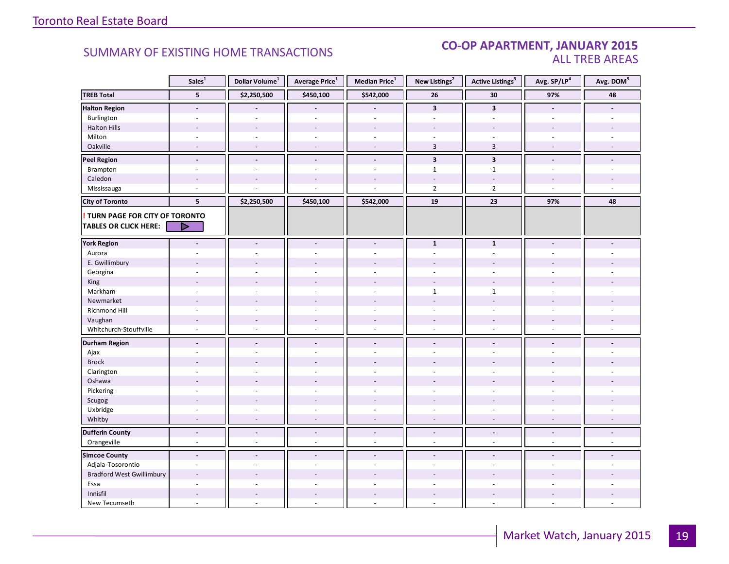## SUMMARY OF EXISTING HOME TRANSACTIONS

### CO-OP APARTMENT, JANUARY 2015
### ALL TREB AREAS

| | Sales[1] | Dollar Volume[1] | Average Price[1] | Median Price[1] | New Listings[2] | Active Listings[3] | Avg. SP/LP[4] | Avg. DOM[5] |
|---|---|---|---|---|---|---|---|---|
| **TREB Total** | **5** | **$2,250,500** | **$450,100** | **$542,000** | **26** | **30** | **97%** | **48** |
| **Halton Region** | **-** | **-** | **-** | **-** | **3** | **3** | **-** | **-** |
| Burlington | - | - | - | - | - | - | - | - |
| Halton Hills | - | - | - | - | - | - | - | - |
| Milton | - | - | - | - | - | - | - | - |
| Oakville | - | - | - | - | 3 | 3 | - | - |
| **Peel Region** | **-** | **-** | **-** | **-** | **3** | **3** | **-** | **-** |
| Brampton | - | - | - | - | 1 | 1 | - | - |
| Caledon | - | - | - | - | - | - | - | - |
| Mississauga | - | - | - | - | 2 | 2 | - | - |
| **City of Toronto** | **5** | **$2,250,500** | **$450,100** | **$542,000** | **19** | **23** | **97%** | **48** |
| **! TURN PAGE FOR CITY OF TORONTO TABLES OR CLICK HERE:** | | | | | | | | |
| **York Region** | **-** | **-** | **-** | **-** | **1** | **1** | **-** | **-** |
| Aurora | - | - | - | - | - | - | - | - |
| E. Gwillimbury | - | - | - | - | - | - | - | - |
| Georgina | - | - | - | - | - | - | - | - |
| King | - | - | - | - | - | - | - | - |
| Markham | - | - | - | - | 1 | 1 | - | - |
| Newmarket | - | - | - | - | - | - | - | - |
| Richmond Hill | - | - | - | - | - | - | - | - |
| Vaughan | - | - | - | - | - | - | - | - |
| Whitchurch-Stouffville | - | - | - | - | - | - | - | - |
| **Durham Region** | **-** | **-** | **-** | **-** | **-** | **-** | **-** | **-** |
| Ajax | - | - | - | - | - | - | - | - |
| Brock | - | - | - | - | - | - | - | - |
| Clarington | - | - | - | - | - | - | - | - |
| Oshawa | - | - | - | - | - | - | - | - |
| Pickering | - | - | - | - | - | - | - | - |
| Scugog | - | - | - | - | - | - | - | - |
| Uxbridge | - | - | - | - | - | - | - | - |
| Whitby | - | - | - | - | - | - | - | - |
| **Dufferin County** | **-** | **-** | **-** | **-** | **-** | **-** | **-** | **-** |
| Orangeville | - | - | - | - | - | - | - | - |
| **Simcoe County** | **-** | **-** | **-** | **-** | **-** | **-** | **-** | **-** |
| Adjala-Tosorontio | - | - | - | - | - | - | - | - |
| Bradford West Gwillimbury | - | - | - | - | - | - | - | - |
| Essa | - | - | - | - | - | - | - | - |
| Innisfil | - | - | - | - | - | - | - | - |
| New Tecumseth | - | - | - | - | - | - | - | - |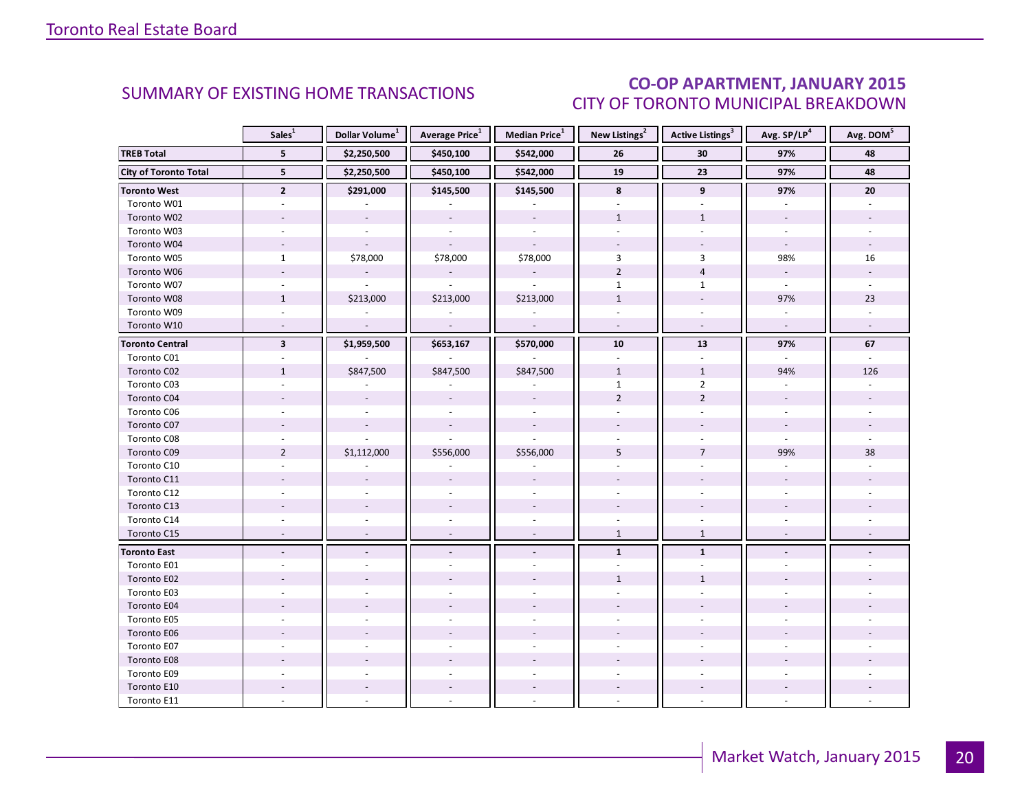## SUMMARY OF EXISTING HOME TRANSACTIONS

## CO-OP APARTMENT, JANUARY 2015
### CITY OF TORONTO MUNICIPAL BREAKDOWN

| | Sales[1] | Dollar Volume[1] | Average Price[1] | Median Price[1] | New Listings[2] | Active Listings[3] | Avg. SP/LP[4] | Avg. DOM[5] |
|---|---|---|---|---|---|---|---|---|
| **TREB Total** | **5** | **$2,250,500** | **$450,100** | **$542,000** | **26** | **30** | **97%** | **48** |
| **City of Toronto Total** | **5** | **$2,250,500** | **$450,100** | **$542,000** | **19** | **23** | **97%** | **48** |
| **Toronto West** | **2** | **$291,000** | **$145,500** | **$145,500** | **8** | **9** | **97%** | **20** |
| Toronto W01 | - | - | - | - | - | - | - | - |
| Toronto W02 | - | - | - | - | 1 | 1 | - | - |
| Toronto W03 | - | - | - | - | - | - | - | - |
| Toronto W04 | - | - | - | - | - | - | - | - |
| Toronto W05 | 1 | $78,000 | $78,000 | $78,000 | 3 | 3 | 98% | 16 |
| Toronto W06 | - | - | - | - | 2 | 4 | - | - |
| Toronto W07 | - | - | - | - | 1 | 1 | - | - |
| Toronto W08 | 1 | $213,000 | $213,000 | $213,000 | 1 | - | 97% | 23 |
| Toronto W09 | - | - | - | - | - | - | - | - |
| Toronto W10 | - | - | - | - | - | - | - | - |
| **Toronto Central** | **3** | **$1,959,500** | **$653,167** | **$570,000** | **10** | **13** | **97%** | **67** |
| Toronto C01 | - | - | - | - | - | - | - | - |
| Toronto C02 | 1 | $847,500 | $847,500 | $847,500 | 1 | 1 | 94% | 126 |
| Toronto C03 | - | - | - | - | 1 | 2 | - | - |
| Toronto C04 | - | - | - | - | 2 | 2 | - | - |
| Toronto C06 | - | - | - | - | - | - | - | - |
| Toronto C07 | - | - | - | - | - | - | - | - |
| Toronto C08 | - | - | - | - | - | - | - | - |
| Toronto C09 | 2 | $1,112,000 | $556,000 | $556,000 | 5 | 7 | 99% | 38 |
| Toronto C10 | - | - | - | - | - | - | - | - |
| Toronto C11 | - | - | - | - | - | - | - | - |
| Toronto C12 | - | - | - | - | - | - | - | - |
| Toronto C13 | - | - | - | - | - | - | - | - |
| Toronto C14 | - | - | - | - | - | - | - | - |
| Toronto C15 | - | - | - | - | 1 | 1 | - | - |
| **Toronto East** | **-** | **-** | **-** | **-** | **1** | **1** | **-** | **-** |
| Toronto E01 | - | - | - | - | - | - | - | - |
| Toronto E02 | - | - | - | - | 1 | 1 | - | - |
| Toronto E03 | - | - | - | - | - | - | - | - |
| Toronto E04 | - | - | - | - | - | - | - | - |
| Toronto E05 | - | - | - | - | - | - | - | - |
| Toronto E06 | - | - | - | - | - | - | - | - |
| Toronto E07 | - | - | - | - | - | - | - | - |
| Toronto E08 | - | - | - | - | - | - | - | - |
| Toronto E09 | - | - | - | - | - | - | - | - |
| Toronto E10 | - | - | - | - | - | - | - | - |
| Toronto E11 | - | - | - | - | - | - | - | - |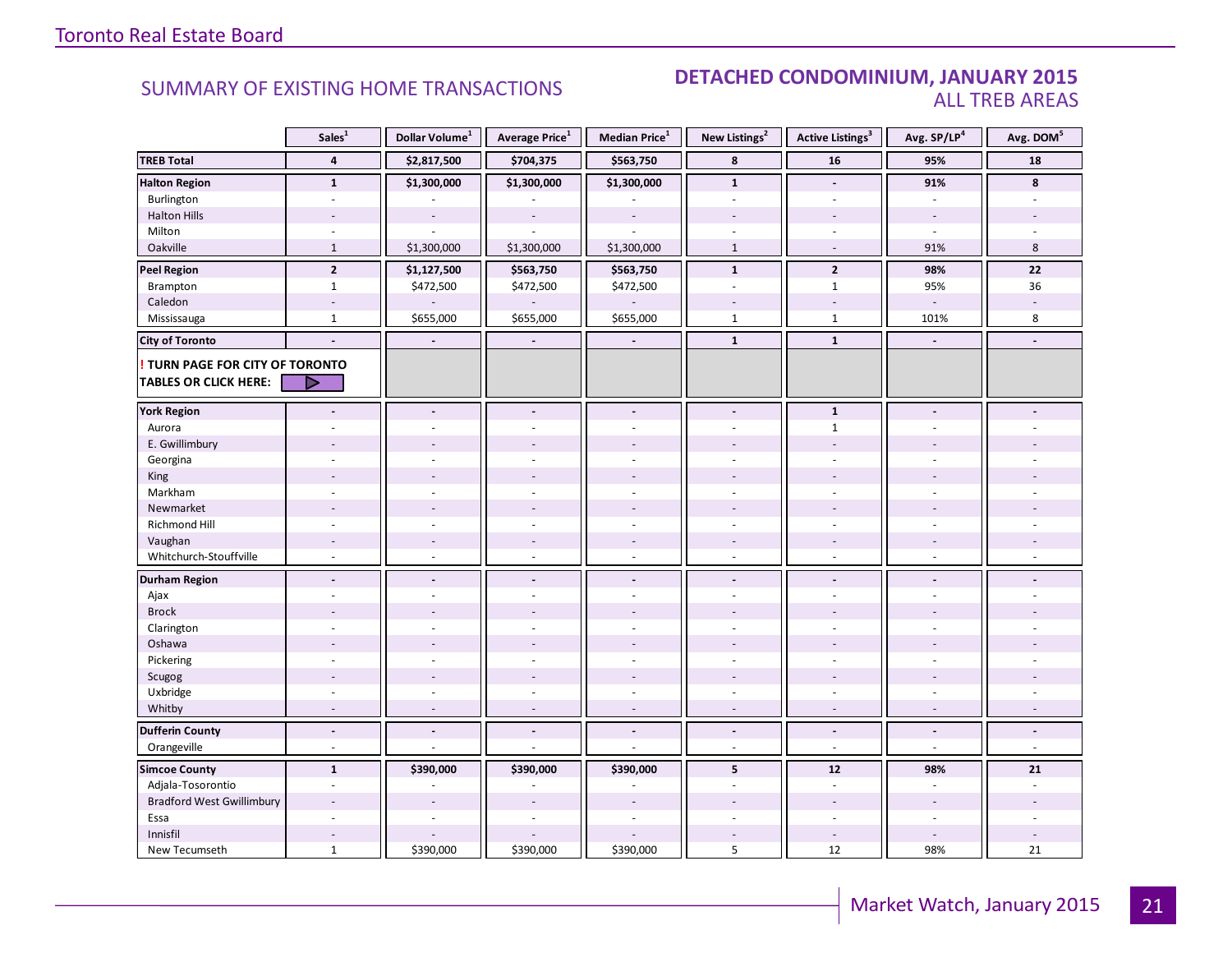# SUMMARY OF EXISTING HOME TRANSACTIONS

## DETACHED CONDOMINIUM, JANUARY 2015
### ALL TREB AREAS

| | Sales[1] | Dollar Volume[1] | Average Price[1] | Median Price[1] | New Listings[2] | Active Listings[3] | Avg. SP/LP[4] | Avg. DOM[5] |
|---|---|---|---|---|---|---|---|---|
| **TREB Total** | **4** | **$2,817,500** | **$704,375** | **$563,750** | **8** | **16** | **95%** | **18** |
| **Halton Region** | **1** | **$1,300,000** | **$1,300,000** | **$1,300,000** | **1** | **-** | **91%** | **8** |
| Burlington | - | - | - | - | - | - | - | - |
| Halton Hills | - | - | - | - | - | - | - | - |
| Milton | - | - | - | - | - | - | - | - |
| Oakville | 1 | $1,300,000 | $1,300,000 | $1,300,000 | 1 | - | 91% | 8 |
| **Peel Region** | **2** | **$1,127,500** | **$563,750** | **$563,750** | **1** | **2** | **98%** | **22** |
| Brampton | 1 | $472,500 | $472,500 | $472,500 | - | 1 | 95% | 36 |
| Caledon | - | - | - | - | - | - | - | - |
| Mississauga | 1 | $655,000 | $655,000 | $655,000 | 1 | 1 | 101% | 8 |
| **City of Toronto** | **-** | **-** | **-** | **-** | **1** | **1** | **-** | **-** |
| **! TURN PAGE FOR CITY OF TORONTO TABLES OR CLICK HERE:** | | | | | | | | |
| **York Region** | **-** | **-** | **-** | **-** | **-** | **1** | **-** | **-** |
| Aurora | - | - | - | - | - | 1 | - | - |
| E. Gwillimbury | - | - | - | - | - | - | - | - |
| Georgina | - | - | - | - | - | - | - | - |
| King | - | - | - | - | - | - | - | - |
| Markham | - | - | - | - | - | - | - | - |
| Newmarket | - | - | - | - | - | - | - | - |
| Richmond Hill | - | - | - | - | - | - | - | - |
| Vaughan | - | - | - | - | - | - | - | - |
| Whitchurch-Stouffville | - | - | - | - | - | - | - | - |
| **Durham Region** | **-** | **-** | **-** | **-** | **-** | **-** | **-** | **-** |
| Ajax | - | - | - | - | - | - | - | - |
| Brock | - | - | - | - | - | - | - | - |
| Clarington | - | - | - | - | - | - | - | - |
| Oshawa | - | - | - | - | - | - | - | - |
| Pickering | - | - | - | - | - | - | - | - |
| Scugog | - | - | - | - | - | - | - | - |
| Uxbridge | - | - | - | - | - | - | - | - |
| Whitby | - | - | - | - | - | - | - | - |
| **Dufferin County** | **-** | **-** | **-** | **-** | **-** | **-** | **-** | **-** |
| Orangeville | - | - | - | - | - | - | - | - |
| **Simcoe County** | **1** | **$390,000** | **$390,000** | **$390,000** | **5** | **12** | **98%** | **21** |
| Adjala-Tosorontio | - | - | - | - | - | - | - | - |
| Bradford West Gwillimbury | - | - | - | - | - | - | - | - |
| Essa | - | - | - | - | - | - | - | - |
| Innisfil | - | - | - | - | - | - | - | - |
| New Tecumseth | 1 | $390,000 | $390,000 | $390,000 | 5 | 12 | 98% | 21 |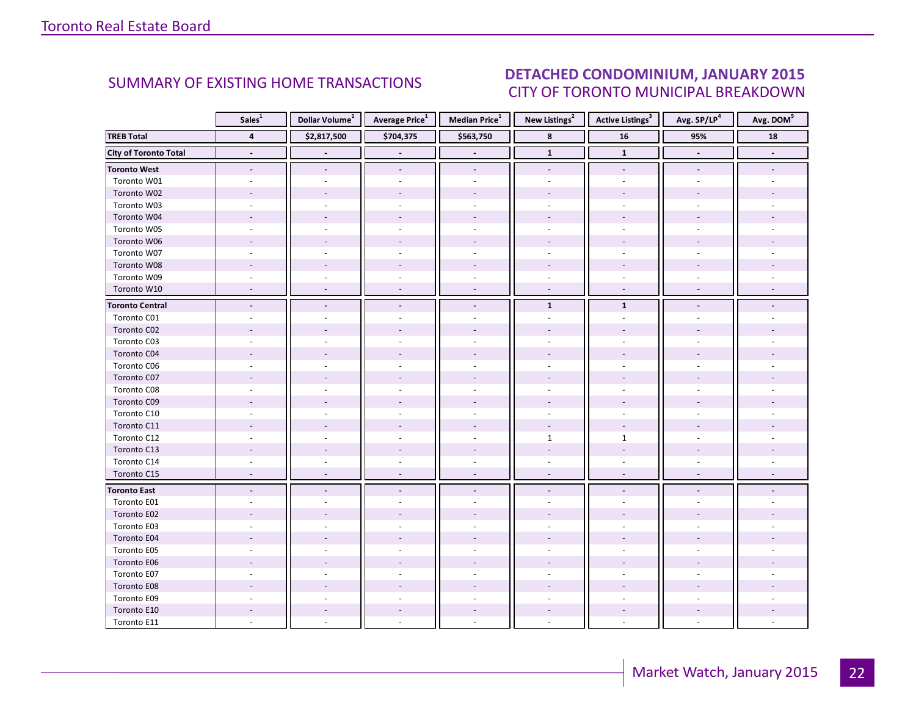## SUMMARY OF EXISTING HOME TRANSACTIONS

## DETACHED CONDOMINIUM, JANUARY 2015
### CITY OF TORONTO MUNICIPAL BREAKDOWN

| | Sales[1] | Dollar Volume[1] | Average Price[1] | Median Price[1] | New Listings[2] | Active Listings[3] | Avg. SP/LP[4] | Avg. DOM[5] |
|---|---|---|---|---|---|---|---|---|
| **TREB Total** | **4** | **$2,817,500** | **$704,375** | **$563,750** | **8** | **16** | **95%** | **18** |
| **City of Toronto Total** | **-** | **-** | **-** | **-** | **1** | **1** | **-** | **-** |
| **Toronto West** | **-** | **-** | **-** | **-** | **-** | **-** | **-** | **-** |
| Toronto W01 | - | - | - | - | - | - | - | - |
| Toronto W02 | - | - | - | - | - | - | - | - |
| Toronto W03 | - | - | - | - | - | - | - | - |
| Toronto W04 | - | - | - | - | - | - | - | - |
| Toronto W05 | - | - | - | - | - | - | - | - |
| Toronto W06 | - | - | - | - | - | - | - | - |
| Toronto W07 | - | - | - | - | - | - | - | - |
| Toronto W08 | - | - | - | - | - | - | - | - |
| Toronto W09 | - | - | - | - | - | - | - | - |
| Toronto W10 | - | - | - | - | - | - | - | - |
| **Toronto Central** | **-** | **-** | **-** | **-** | **1** | **1** | **-** | **-** |
| Toronto C01 | - | - | - | - | - | - | - | - |
| Toronto C02 | - | - | - | - | - | - | - | - |
| Toronto C03 | - | - | - | - | - | - | - | - |
| Toronto C04 | - | - | - | - | - | - | - | - |
| Toronto C06 | - | - | - | - | - | - | - | - |
| Toronto C07 | - | - | - | - | - | - | - | - |
| Toronto C08 | - | - | - | - | - | - | - | - |
| Toronto C09 | - | - | - | - | - | - | - | - |
| Toronto C10 | - | - | - | - | - | - | - | - |
| Toronto C11 | - | - | - | - | - | - | - | - |
| Toronto C12 | - | - | - | - | 1 | 1 | - | - |
| Toronto C13 | - | - | - | - | - | - | - | - |
| Toronto C14 | - | - | - | - | - | - | - | - |
| Toronto C15 | - | - | - | - | - | - | - | - |
| **Toronto East** | **-** | **-** | **-** | **-** | **-** | **-** | **-** | **-** |
| Toronto E01 | - | - | - | - | - | - | - | - |
| Toronto E02 | - | - | - | - | - | - | - | - |
| Toronto E03 | - | - | - | - | - | - | - | - |
| Toronto E04 | - | - | - | - | - | - | - | - |
| Toronto E05 | - | - | - | - | - | - | - | - |
| Toronto E06 | - | - | - | - | - | - | - | - |
| Toronto E07 | - | - | - | - | - | - | - | - |
| Toronto E08 | - | - | - | - | - | - | - | - |
| Toronto E09 | - | - | - | - | - | - | - | - |
| Toronto E10 | - | - | - | - | - | - | - | - |
| Toronto E11 | - | - | - | - | - | - | - | - |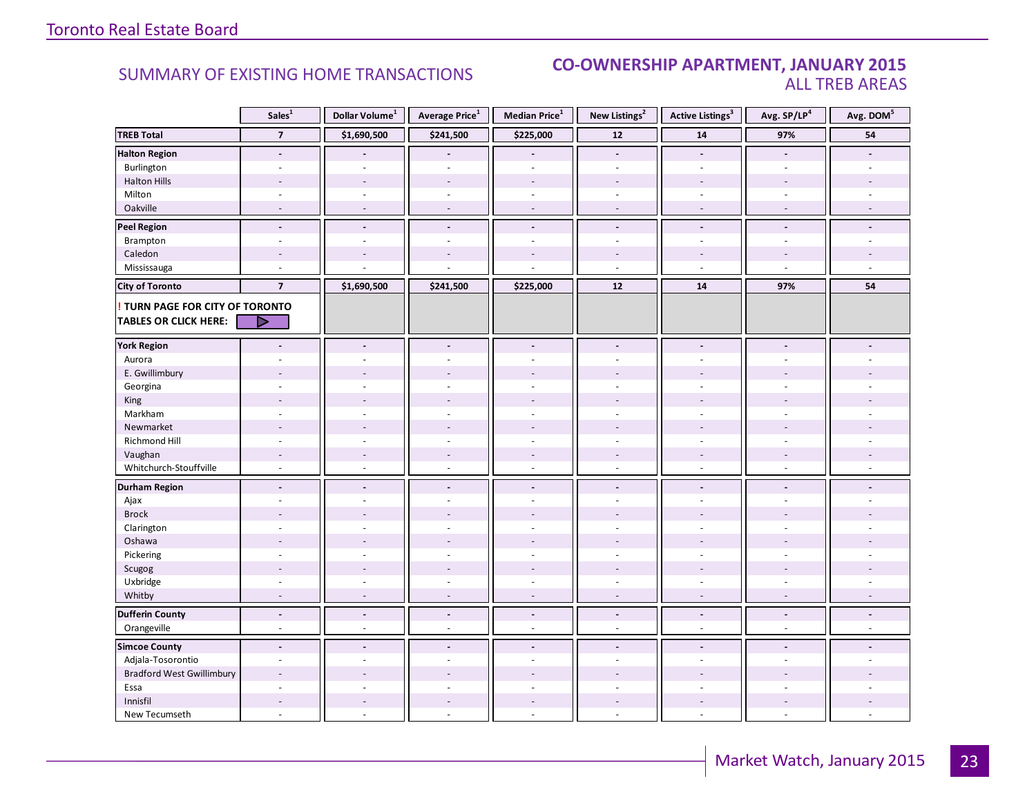## SUMMARY OF EXISTING HOME TRANSACTIONS

## CO-OWNERSHIP APARTMENT, JANUARY 2015
### ALL TREB AREAS

| | Sales[1] | Dollar Volume[1] | Average Price[1] | Median Price[1] | New Listings[2] | Active Listings[3] | Avg. SP/LP[4] | Avg. DOM[5] |
|---|---|---|---|---|---|---|---|---|
| **TREB Total** | **7** | **$1,690,500** | **$241,500** | **$225,000** | **12** | **14** | **97%** | **54** |
| **Halton Region** | - | - | - | - | - | - | - | - |
| Burlington | - | - | - | - | - | - | - | - |
| Halton Hills | - | - | - | - | - | - | - | - |
| Milton | - | - | - | - | - | - | - | - |
| Oakville | - | - | - | - | - | - | - | - |
| **Peel Region** | - | - | - | - | - | - | - | - |
| Brampton | - | - | - | - | - | - | - | - |
| Caledon | - | - | - | - | - | - | - | - |
| Mississauga | - | - | - | - | - | - | - | - |
| **City of Toronto** | **7** | **$1,690,500** | **$241,500** | **$225,000** | **12** | **14** | **97%** | **54** |
| **! TURN PAGE FOR CITY OF TORONTO TABLES OR CLICK HERE:** | | | | | | | | |
| **York Region** | - | - | - | - | - | - | - | - |
| Aurora | - | - | - | - | - | - | - | - |
| E. Gwillimbury | - | - | - | - | - | - | - | - |
| Georgina | - | - | - | - | - | - | - | - |
| King | - | - | - | - | - | - | - | - |
| Markham | - | - | - | - | - | - | - | - |
| Newmarket | - | - | - | - | - | - | - | - |
| Richmond Hill | - | - | - | - | - | - | - | - |
| Vaughan | - | - | - | - | - | - | - | - |
| Whitchurch-Stouffville | - | - | - | - | - | - | - | - |
| **Durham Region** | - | - | - | - | - | - | - | - |
| Ajax | - | - | - | - | - | - | - | - |
| Brock | - | - | - | - | - | - | - | - |
| Clarington | - | - | - | - | - | - | - | - |
| Oshawa | - | - | - | - | - | - | - | - |
| Pickering | - | - | - | - | - | - | - | - |
| Scugog | - | - | - | - | - | - | - | - |
| Uxbridge | - | - | - | - | - | - | - | - |
| Whitby | - | - | - | - | - | - | - | - |
| **Dufferin County** | - | - | - | - | - | - | - | - |
| Orangeville | - | - | - | - | - | - | - | - |
| **Simcoe County** | - | - | - | - | - | - | - | - |
| Adjala-Tosorontio | - | - | - | - | - | - | - | - |
| Bradford West Gwillimbury | - | - | - | - | - | - | - | - |
| Essa | - | - | - | - | - | - | - | - |
| Innisfil | - | - | - | - | - | - | - | - |
| New Tecumseth | - | - | - | - | - | - | - | - |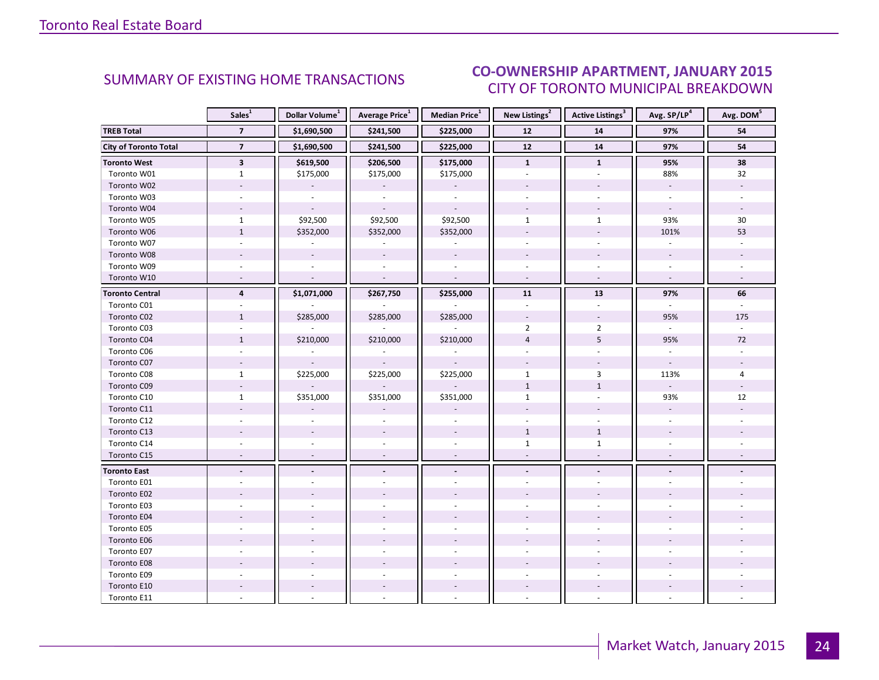## SUMMARY OF EXISTING HOME TRANSACTIONS

## CO-OWNERSHIP APARTMENT, JANUARY 2015
### CITY OF TORONTO MUNICIPAL BREAKDOWN

| | Sales[1] | Dollar Volume[1] | Average Price[1] | Median Price[1] | New Listings[2] | Active Listings[3] | Avg. SP/LP[4] | Avg. DOM[5] |
|---|---|---|---|---|---|---|---|---|
| **TREB Total** | **7** | **$1,690,500** | **$241,500** | **$225,000** | **12** | **14** | **97%** | **54** |
| **City of Toronto Total** | **7** | **$1,690,500** | **$241,500** | **$225,000** | **12** | **14** | **97%** | **54** |
| **Toronto West** | **3** | **$619,500** | **$206,500** | **$175,000** | **1** | **1** | **95%** | **38** |
| Toronto W01 | 1 | $175,000 | $175,000 | $175,000 | - | - | 88% | 32 |
| Toronto W02 | - | - | - | - | - | - | - | - |
| Toronto W03 | - | - | - | - | - | - | - | - |
| Toronto W04 | - | - | - | - | - | - | - | - |
| Toronto W05 | 1 | $92,500 | $92,500 | $92,500 | 1 | 1 | 93% | 30 |
| Toronto W06 | 1 | $352,000 | $352,000 | $352,000 | - | - | 101% | 53 |
| Toronto W07 | - | - | - | - | - | - | - | - |
| Toronto W08 | - | - | - | - | - | - | - | - |
| Toronto W09 | - | - | - | - | - | - | - | - |
| Toronto W10 | - | - | - | - | - | - | - | - |
| **Toronto Central** | **4** | **$1,071,000** | **$267,750** | **$255,000** | **11** | **13** | **97%** | **66** |
| Toronto C01 | - | - | - | - | - | - | - | - |
| Toronto C02 | 1 | $285,000 | $285,000 | $285,000 | - | - | 95% | 175 |
| Toronto C03 | - | - | - | - | 2 | 2 | - | - |
| Toronto C04 | 1 | $210,000 | $210,000 | $210,000 | 4 | 5 | 95% | 72 |
| Toronto C06 | - | - | - | - | - | - | - | - |
| Toronto C07 | - | - | - | - | - | - | - | - |
| Toronto C08 | 1 | $225,000 | $225,000 | $225,000 | 1 | 3 | 113% | 4 |
| Toronto C09 | - | - | - | - | 1 | 1 | - | - |
| Toronto C10 | 1 | $351,000 | $351,000 | $351,000 | 1 | - | 93% | 12 |
| Toronto C11 | - | - | - | - | - | - | - | - |
| Toronto C12 | - | - | - | - | - | - | - | - |
| Toronto C13 | - | - | - | - | 1 | 1 | - | - |
| Toronto C14 | - | - | - | - | 1 | 1 | - | - |
| Toronto C15 | - | - | - | - | - | - | - | - |
| **Toronto East** | **-** | **-** | **-** | **-** | **-** | **-** | **-** | **-** |
| Toronto E01 | - | - | - | - | - | - | - | - |
| Toronto E02 | - | - | - | - | - | - | - | - |
| Toronto E03 | - | - | - | - | - | - | - | - |
| Toronto E04 | - | - | - | - | - | - | - | - |
| Toronto E05 | - | - | - | - | - | - | - | - |
| Toronto E06 | - | - | - | - | - | - | - | - |
| Toronto E07 | - | - | - | - | - | - | - | - |
| Toronto E08 | - | - | - | - | - | - | - | - |
| Toronto E09 | - | - | - | - | - | - | - | - |
| Toronto E10 | - | - | - | - | - | - | - | - |
| Toronto E11 | - | - | - | - | - | - | - | - |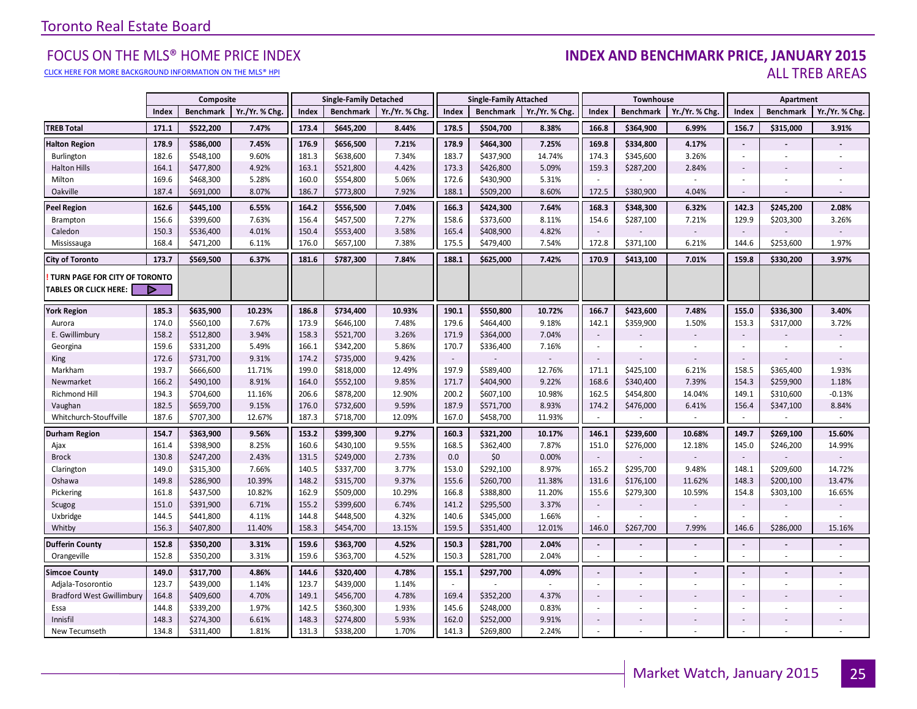Toronto Real Estate Board

## FOCUS ON THE MLS® HOME PRICE INDEX

CLICK HERE FOR MORE BACKGROUND INFORMATION ON THE MLS® HPI

## INDEX AND BENCHMARK PRICE, JANUARY 2015
### ALL TREB AREAS

| | Composite | | | Single-Family Detached | | | Single-Family Attached | | | Townhouse | | | Apartment | | |
|---|---|---|---|---|---|---|---|---|---|---|---|---|---|---|---|
| | Index | Benchmark | Yr./Yr. % Chg. | Index | Benchmark | Yr./Yr. % Chg. | Index | Benchmark | Yr./Yr. % Chg. | Index | Benchmark | Yr./Yr. % Chg. | Index | Benchmark | Yr./Yr. % Chg. |
| **TREB Total** | **171.1** | **$522,200** | **7.47%** | **173.4** | **$645,200** | **8.44%** | **178.5** | **$504,700** | **8.38%** | **166.8** | **$364,900** | **6.99%** | **156.7** | **$315,000** | **3.91%** |
| **Halton Region** | **178.9** | **$586,000** | **7.45%** | **176.9** | **$656,500** | **7.21%** | **178.9** | **$464,300** | **7.25%** | **169.8** | **$334,800** | **4.17%** | **-** | **-** | **-** |
| Burlington | 182.6 | $548,100 | 9.60% | 181.3 | $638,600 | 7.34% | 183.7 | $437,900 | 14.74% | 174.3 | $345,600 | 3.26% | - | - | - |
| Halton Hills | 164.1 | $477,800 | 4.92% | 163.1 | $521,800 | 4.42% | 173.3 | $426,800 | 5.09% | 159.3 | $287,200 | 2.84% | - | - | - |
| Milton | 169.6 | $468,300 | 5.28% | 160.0 | $554,800 | 5.06% | 172.6 | $430,900 | 5.31% | - | - | - | - | - | - |
| Oakville | 187.4 | $691,000 | 8.07% | 186.7 | $773,800 | 7.92% | 188.1 | $509,200 | 8.60% | 172.5 | $380,900 | 4.04% | - | - | - |
| **Peel Region** | **162.6** | **$445,100** | **6.55%** | **164.2** | **$556,500** | **7.04%** | **166.3** | **$424,300** | **7.64%** | **168.3** | **$348,300** | **6.32%** | **142.3** | **$245,200** | **2.08%** |
| Brampton | 156.6 | $399,600 | 7.63% | 156.4 | $457,500 | 7.27% | 158.6 | $373,600 | 8.11% | 154.6 | $287,100 | 7.21% | 129.9 | $203,300 | 3.26% |
| Caledon | 150.3 | $536,400 | 4.01% | 150.4 | $553,400 | 3.58% | 165.4 | $408,900 | 4.82% | - | - | - | - | - | - |
| Mississauga | 168.4 | $471,200 | 6.11% | 176.0 | $657,100 | 7.38% | 175.5 | $479,400 | 7.54% | 172.8 | $371,100 | 6.21% | 144.6 | $253,600 | 1.97% |
| **City of Toronto** | **173.7** | **$569,500** | **6.37%** | **181.6** | **$787,300** | **7.84%** | **188.1** | **$625,000** | **7.42%** | **170.9** | **$413,100** | **7.01%** | **159.8** | **$330,200** | **3.97%** |
| **! TURN PAGE FOR CITY OF TORONTO TABLES OR CLICK HERE:** | | | | | | | | | | | | | | | |
| **York Region** | **185.3** | **$635,900** | **10.23%** | **186.8** | **$734,400** | **10.93%** | **190.1** | **$550,800** | **10.72%** | **166.7** | **$423,600** | **7.48%** | **155.0** | **$336,300** | **3.40%** |
| Aurora | 174.0 | $560,100 | 7.67% | 173.9 | $646,100 | 7.48% | 179.6 | $464,400 | 9.18% | 142.1 | $359,900 | 1.50% | 153.3 | $317,000 | 3.72% |
| E. Gwillimbury | 158.2 | $512,800 | 3.94% | 158.3 | $521,700 | 3.26% | 171.9 | $364,000 | 7.04% | - | - | - | - | - | - |
| Georgina | 159.6 | $331,200 | 5.49% | 166.1 | $342,200 | 5.86% | 170.7 | $336,400 | 7.16% | - | - | - | - | - | - |
| King | 172.6 | $731,700 | 9.31% | 174.2 | $735,000 | 9.42% | - | - | - | - | - | - | - | - | - |
| Markham | 193.7 | $666,600 | 11.71% | 199.0 | $818,000 | 12.49% | 197.9 | $589,400 | 12.76% | 171.1 | $425,100 | 6.21% | 158.5 | $365,400 | 1.93% |
| Newmarket | 166.2 | $490,100 | 8.91% | 164.0 | $552,100 | 9.85% | 171.7 | $404,900 | 9.22% | 168.6 | $340,400 | 7.39% | 154.3 | $259,900 | 1.18% |
| Richmond Hill | 194.3 | $704,600 | 11.16% | 206.6 | $878,200 | 12.90% | 200.2 | $607,100 | 10.98% | 162.5 | $454,800 | 14.04% | 149.1 | $310,600 | -0.13% |
| Vaughan | 182.5 | $659,700 | 9.15% | 176.0 | $732,600 | 9.59% | 187.9 | $571,700 | 8.93% | 174.2 | $476,000 | 6.41% | 156.4 | $347,100 | 8.84% |
| Whitchurch-Stouffville | 187.6 | $707,300 | 12.67% | 187.3 | $718,700 | 12.09% | 167.0 | $458,700 | 11.93% | - | - | - | - | - | - |
| **Durham Region** | **154.7** | **$363,900** | **9.56%** | **153.2** | **$399,300** | **9.27%** | **160.3** | **$321,200** | **10.17%** | **146.1** | **$239,600** | **10.68%** | **149.7** | **$269,100** | **15.60%** |
| Ajax | 161.4 | $398,900 | 8.25% | 160.6 | $430,100 | 9.55% | 168.5 | $362,400 | 7.87% | 151.0 | $276,000 | 12.18% | 145.0 | $246,200 | 14.99% |
| Brock | 130.8 | $247,200 | 2.43% | 131.5 | $249,000 | 2.73% | 0.0 | $0 | 0.00% | - | - | - | - | - | - |
| Clarington | 149.0 | $315,300 | 7.66% | 140.5 | $337,700 | 3.77% | 153.0 | $292,100 | 8.97% | 165.2 | $295,700 | 9.48% | 148.1 | $209,600 | 14.72% |
| Oshawa | 149.8 | $286,900 | 10.39% | 148.2 | $315,700 | 9.37% | 155.6 | $260,700 | 11.38% | 131.6 | $176,100 | 11.62% | 148.3 | $200,100 | 13.47% |
| Pickering | 161.8 | $437,500 | 10.82% | 162.9 | $509,000 | 10.29% | 166.8 | $388,800 | 11.20% | 155.6 | $279,300 | 10.59% | 154.8 | $303,100 | 16.65% |
| Scugog | 151.0 | $391,900 | 6.71% | 155.2 | $399,600 | 6.74% | 141.2 | $295,500 | 3.37% | - | - | - | - | - | - |
| Uxbridge | 144.5 | $441,800 | 4.11% | 144.8 | $448,500 | 4.32% | 140.6 | $345,000 | 1.66% | - | - | - | - | - | - |
| Whitby | 156.3 | $407,800 | 11.40% | 158.3 | $454,700 | 13.15% | 159.5 | $351,400 | 12.01% | 146.0 | $267,700 | 7.99% | 146.6 | $286,000 | 15.16% |
| **Dufferin County** | **152.8** | **$350,200** | **3.31%** | **159.6** | **$363,700** | **4.52%** | **150.3** | **$281,700** | **2.04%** | **-** | **-** | **-** | **-** | **-** | **-** |
| Orangeville | 152.8 | $350,200 | 3.31% | 159.6 | $363,700 | 4.52% | 150.3 | $281,700 | 2.04% | - | - | - | - | - | - |
| **Simcoe County** | **149.0** | **$317,700** | **4.86%** | **144.6** | **$320,400** | **4.78%** | **155.1** | **$297,700** | **4.09%** | **-** | **-** | **-** | **-** | **-** | **-** |
| Adjala-Tosorontio | 123.7 | $439,000 | 1.14% | 123.7 | $439,000 | 1.14% | - | - | - | - | - | - | - | - | - |
| Bradford West Gwillimbury | 164.8 | $409,600 | 4.70% | 149.1 | $456,700 | 4.78% | 169.4 | $352,200 | 4.37% | - | - | - | - | - | - |
| Essa | 144.8 | $339,200 | 1.97% | 142.5 | $360,300 | 1.93% | 145.6 | $248,000 | 0.83% | - | - | - | - | - | - |
| Innisfil | 148.3 | $274,300 | 6.61% | 148.3 | $274,800 | 5.93% | 162.0 | $252,000 | 9.91% | - | - | - | - | - | - |
| New Tecumseth | 134.8 | $311,400 | 1.81% | 131.3 | $338,200 | 1.70% | 141.3 | $269,800 | 2.24% | - | - | - | - | - | - |

Market Watch, January 2015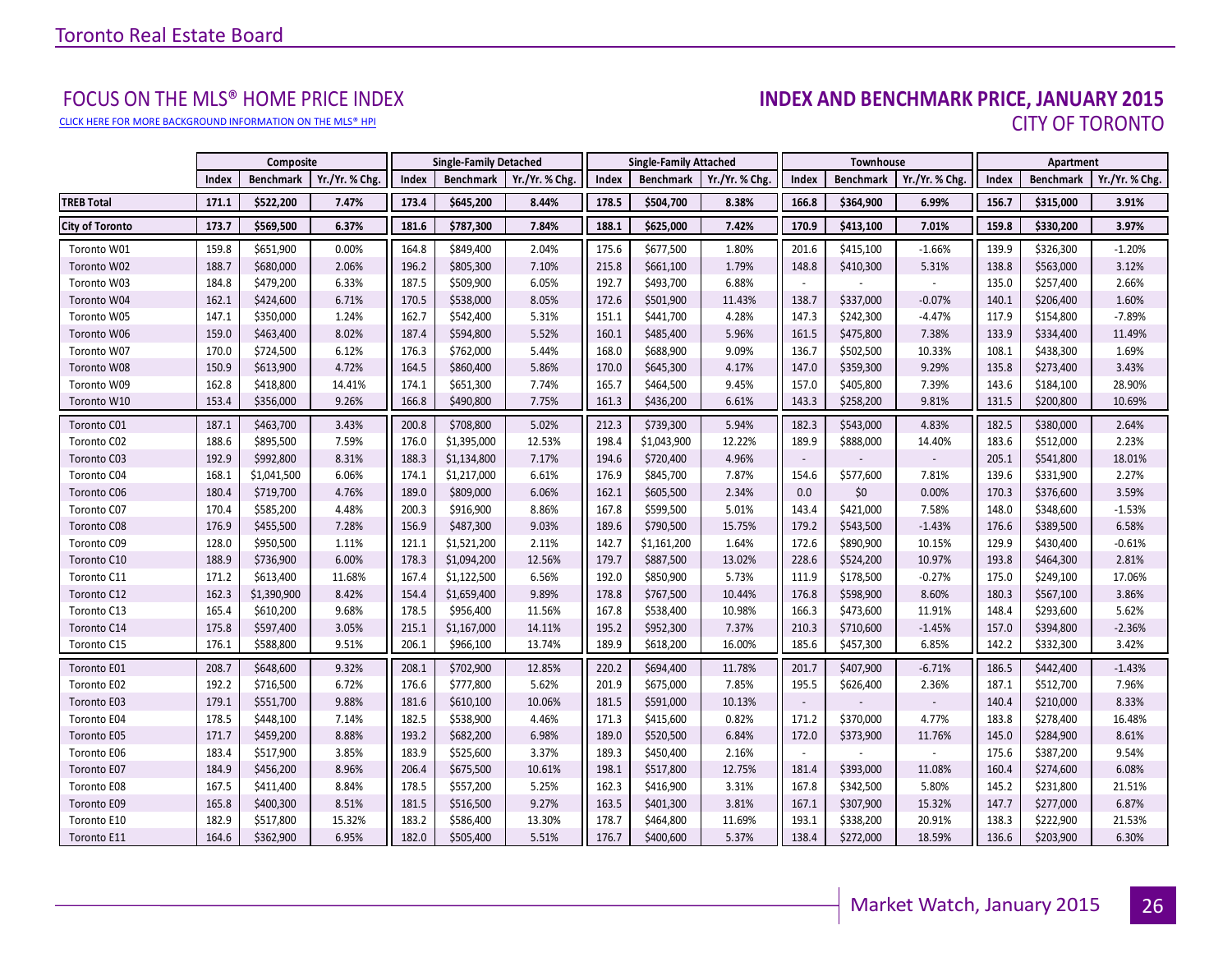# FOCUS ON THE MLS® HOME PRICE INDEX

CLICK HERE FOR MORE BACKGROUND INFORMATION ON THE MLS® HPI

## INDEX AND BENCHMARK PRICE, JANUARY 2015

### CITY OF TORONTO

| | Composite | | | Single-Family Detached | | | Single-Family Attached | | | Townhouse | | | Apartment | | |
|---|---|---|---|---|---|---|---|---|---|---|---|---|---|---|---|
| | Index | Benchmark | Yr./Yr. % Chg. | Index | Benchmark | Yr./Yr. % Chg. | Index | Benchmark | Yr./Yr. % Chg. | Index | Benchmark | Yr./Yr. % Chg. | Index | Benchmark | Yr./Yr. % Chg. |
| **TREB Total** | **171.1** | **$522,200** | **7.47%** | **173.4** | **$645,200** | **8.44%** | **178.5** | **$504,700** | **8.38%** | **166.8** | **$364,900** | **6.99%** | **156.7** | **$315,000** | **3.91%** |
| **City of Toronto** | **173.7** | **$569,500** | **6.37%** | **181.6** | **$787,300** | **7.84%** | **188.1** | **$625,000** | **7.42%** | **170.9** | **$413,100** | **7.01%** | **159.8** | **$330,200** | **3.97%** |
| Toronto W01 | 159.8 | $651,900 | 0.00% | 164.8 | $849,400 | 2.04% | 175.6 | $677,500 | 1.80% | 201.6 | $415,100 | -1.66% | 139.9 | $326,300 | -1.20% |
| Toronto W02 | 188.7 | $680,000 | 2.06% | 196.2 | $805,300 | 7.10% | 215.8 | $661,100 | 1.79% | 148.8 | $410,300 | 5.31% | 138.8 | $563,000 | 3.12% |
| Toronto W03 | 184.8 | $479,200 | 6.33% | 187.5 | $509,900 | 6.05% | 192.7 | $493,700 | 6.88% | - | - | - | 135.0 | $257,400 | 2.66% |
| Toronto W04 | 162.1 | $424,600 | 6.71% | 170.5 | $538,000 | 8.05% | 172.6 | $501,900 | 11.43% | 138.7 | $337,000 | -0.07% | 140.1 | $206,400 | 1.60% |
| Toronto W05 | 147.1 | $350,000 | 1.24% | 162.7 | $542,400 | 5.31% | 151.1 | $441,700 | 4.28% | 147.3 | $242,300 | -4.47% | 117.9 | $154,800 | -7.89% |
| Toronto W06 | 159.0 | $463,400 | 8.02% | 187.4 | $594,800 | 5.52% | 160.1 | $485,400 | 5.96% | 161.5 | $475,800 | 7.38% | 133.9 | $334,400 | 11.49% |
| Toronto W07 | 170.0 | $724,500 | 6.12% | 176.3 | $762,000 | 5.44% | 168.0 | $688,900 | 9.09% | 136.7 | $502,500 | 10.33% | 108.1 | $438,300 | 1.69% |
| Toronto W08 | 150.9 | $613,900 | 4.72% | 164.5 | $860,400 | 5.86% | 170.0 | $645,300 | 4.17% | 147.0 | $359,300 | 9.29% | 135.8 | $273,400 | 3.43% |
| Toronto W09 | 162.8 | $418,800 | 14.41% | 174.1 | $651,300 | 7.74% | 165.7 | $464,500 | 9.45% | 157.0 | $405,800 | 7.39% | 143.6 | $184,100 | 28.90% |
| Toronto W10 | 153.4 | $356,000 | 9.26% | 166.8 | $490,800 | 7.75% | 161.3 | $436,200 | 6.61% | 143.3 | $258,200 | 9.81% | 131.5 | $200,800 | 10.69% |
| Toronto C01 | 187.1 | $463,700 | 3.43% | 200.8 | $708,800 | 5.02% | 212.3 | $739,300 | 5.94% | 182.3 | $543,000 | 4.83% | 182.5 | $380,000 | 2.64% |
| Toronto C02 | 188.6 | $895,500 | 7.59% | 176.0 | $1,395,000 | 12.53% | 198.4 | $1,043,900 | 12.22% | 189.9 | $888,000 | 14.40% | 183.6 | $512,000 | 2.23% |
| Toronto C03 | 192.9 | $992,800 | 8.31% | 188.3 | $1,134,800 | 7.17% | 194.6 | $720,400 | 4.96% | - | - | - | 205.1 | $541,800 | 18.01% |
| Toronto C04 | 168.1 | $1,041,500 | 6.06% | 174.1 | $1,217,000 | 6.61% | 176.9 | $845,700 | 7.87% | 154.6 | $577,600 | 7.81% | 139.6 | $331,900 | 2.27% |
| Toronto C06 | 180.4 | $719,700 | 4.76% | 189.0 | $809,000 | 6.06% | 162.1 | $605,500 | 2.34% | 0.0 | $0 | 0.00% | 170.3 | $376,600 | 3.59% |
| Toronto C07 | 170.4 | $585,200 | 4.48% | 200.3 | $916,900 | 8.86% | 167.8 | $599,500 | 5.01% | 143.4 | $421,000 | 7.58% | 148.0 | $348,600 | -1.53% |
| Toronto C08 | 176.9 | $455,500 | 7.28% | 156.9 | $487,300 | 9.03% | 189.6 | $790,500 | 15.75% | 179.2 | $543,500 | -1.43% | 176.6 | $389,500 | 6.58% |
| Toronto C09 | 128.0 | $950,500 | 1.11% | 121.1 | $1,521,200 | 2.11% | 142.7 | $1,161,200 | 1.64% | 172.6 | $890,900 | 10.15% | 129.9 | $430,400 | -0.61% |
| Toronto C10 | 188.9 | $736,900 | 6.00% | 178.3 | $1,094,200 | 12.56% | 179.7 | $887,500 | 13.02% | 228.6 | $524,200 | 10.97% | 193.8 | $464,300 | 2.81% |
| Toronto C11 | 171.2 | $613,400 | 11.68% | 167.4 | $1,122,500 | 6.56% | 192.0 | $850,900 | 5.73% | 111.9 | $178,500 | -0.27% | 175.0 | $249,100 | 17.06% |
| Toronto C12 | 162.3 | $1,390,900 | 8.42% | 154.4 | $1,659,400 | 9.89% | 178.8 | $767,500 | 10.44% | 176.8 | $598,900 | 8.60% | 180.3 | $567,100 | 3.86% |
| Toronto C13 | 165.4 | $610,200 | 9.68% | 178.5 | $956,400 | 11.56% | 167.8 | $538,400 | 10.98% | 166.3 | $473,600 | 11.91% | 148.4 | $293,600 | 5.62% |
| Toronto C14 | 175.8 | $597,400 | 3.05% | 215.1 | $1,167,000 | 14.11% | 195.2 | $952,300 | 7.37% | 210.3 | $710,600 | -1.45% | 157.0 | $394,800 | -2.36% |
| Toronto C15 | 176.1 | $588,800 | 9.51% | 206.1 | $966,100 | 13.74% | 189.9 | $618,200 | 16.00% | 185.6 | $457,300 | 6.85% | 142.2 | $332,300 | 3.42% |
| Toronto E01 | 208.7 | $648,600 | 9.32% | 208.1 | $702,900 | 12.85% | 220.2 | $694,400 | 11.78% | 201.7 | $407,900 | -6.71% | 186.5 | $442,400 | -1.43% |
| Toronto E02 | 192.2 | $716,500 | 6.72% | 176.6 | $777,800 | 5.62% | 201.9 | $675,000 | 7.85% | 195.5 | $626,400 | 2.36% | 187.1 | $512,700 | 7.96% |
| Toronto E03 | 179.1 | $551,700 | 9.88% | 181.6 | $610,100 | 10.06% | 181.5 | $591,000 | 10.13% | - | - | - | 140.4 | $210,000 | 8.33% |
| Toronto E04 | 178.5 | $448,100 | 7.14% | 182.5 | $538,900 | 4.46% | 171.3 | $415,600 | 0.82% | 171.2 | $370,000 | 4.77% | 183.8 | $278,400 | 16.48% |
| Toronto E05 | 171.7 | $459,200 | 8.88% | 193.2 | $682,200 | 6.98% | 189.0 | $520,500 | 6.84% | 172.0 | $373,900 | 11.76% | 145.0 | $284,900 | 8.61% |
| Toronto E06 | 183.4 | $517,900 | 3.85% | 183.9 | $525,600 | 3.37% | 189.3 | $450,400 | 2.16% | - | - | - | 175.6 | $387,200 | 9.54% |
| Toronto E07 | 184.9 | $456,200 | 8.96% | 206.4 | $675,500 | 10.61% | 198.1 | $517,800 | 12.75% | 181.4 | $393,000 | 11.08% | 160.4 | $274,600 | 6.08% |
| Toronto E08 | 167.5 | $411,400 | 8.84% | 178.5 | $557,200 | 5.25% | 162.3 | $416,900 | 3.31% | 167.8 | $342,500 | 5.80% | 145.2 | $231,800 | 21.51% |
| Toronto E09 | 165.8 | $400,300 | 8.51% | 181.5 | $516,500 | 9.27% | 163.5 | $401,300 | 3.81% | 167.1 | $307,900 | 15.32% | 147.7 | $277,000 | 6.87% |
| Toronto E10 | 182.9 | $517,800 | 15.32% | 183.2 | $586,400 | 13.30% | 178.7 | $464,800 | 11.69% | 193.1 | $338,200 | 20.91% | 138.3 | $222,900 | 21.53% |
| Toronto E11 | 164.6 | $362,900 | 6.95% | 182.0 | $505,400 | 5.51% | 176.7 | $400,600 | 5.37% | 138.4 | $272,000 | 18.59% | 136.6 | $203,900 | 6.30% |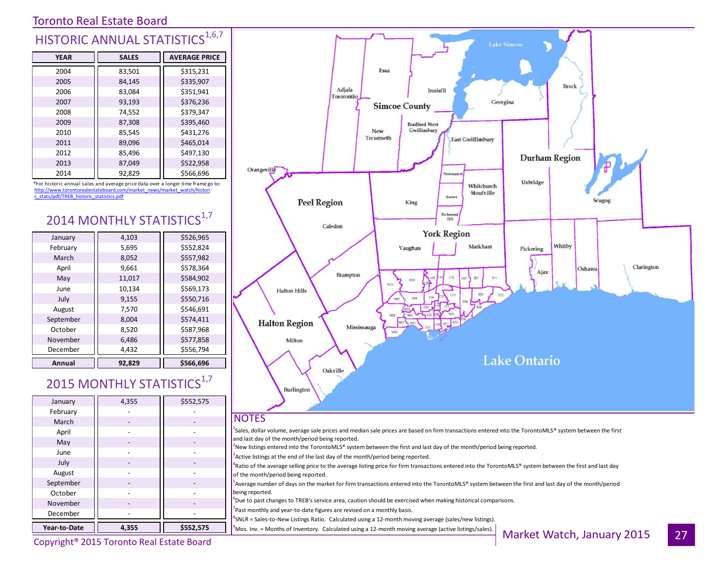Toronto Real Estate Board

## HISTORIC ANNUAL STATISTICS[1,6,7]

| YEAR | SALES | AVERAGE PRICE |
|---|---|---|
| 2004 | 83,501 | $315,231 |
| 2005 | 84,145 | $335,907 |
| 2006 | 83,084 | $351,941 |
| 2007 | 93,193 | $376,236 |
| 2008 | 74,552 | $379,347 |
| 2009 | 87,308 | $395,460 |
| 2010 | 85,545 | $431,276 |
| 2011 | 89,096 | $465,014 |
| 2012 | 85,496 | $497,130 |
| 2013 | 87,049 | $522,958 |
| 2014 | 92,829 | $566,696 |

*For historic annual sales and average price data over a longer time frame go to: http://www.torontorealestateboard.com/market_news/market_watch/historic_stats/pdf/TREB_historic_statistics.pdf

## 2014 MONTHLY STATISTICS[1,7]

| | | |
|---|---|---|
| January | 4,103 | $526,965 |
| February | 5,695 | $552,824 |
| March | 8,052 | $557,982 |
| April | 9,661 | $578,364 |
| May | 11,017 | $584,902 |
| June | 10,134 | $569,173 |
| July | 9,155 | $550,716 |
| August | 7,570 | $546,691 |
| September | 8,004 | $574,411 |
| October | 8,520 | $587,968 |
| November | 6,486 | $577,858 |
| December | 4,432 | $556,794 |
| **Annual** | **92,829** | **$566,696** |

## 2015 MONTHLY STATISTICS[1,7]

| | | |
|---|---|---|
| January | 4,355 | $552,575 |
| February | - | - |
| March | - | - |
| April | - | - |
| May | - | - |
| June | - | - |
| July | - | - |
| August | - | - |
| September | - | - |
| October | - | - |
| November | - | - |
| December | - | - |
| **Year-to-Date** | **4,355** | **$552,575** |

Lake Simcoe
Essa
Adjala Tosorontio
Innisfil
Brock
Simcoe County
Georgina
New Tecumseth
Bradford West Gwillimbury
East Gwillimbury
Durham Region
Orangeville
Newmarket
Whitchurch Stoufville
Uxbridge
Aurora
Peel Region
King
Scugog
Richmond Hill
Caledon
York Region
Vaughan
Markham
Pickering
Whitby
Ajax
Oshawa
Clarington
Brampton
Halton Hills
Halton Region
Mississauga
Milton
Lake Ontario
Oakville
Burlington

## NOTES

[1]Sales, dollar volume, average sale prices and median sale prices are based on firm transactions entered into the TorontoMLS® system between the first and last day of the month/period being reported.

[2]New listings entered into the TorontoMLS® system between the first and last day of the month/period being reported.

[3]Active listings at the end of the last day of the month/period being reported.

[4]Ratio of the average selling price to the average listing price for firm transactions entered into the TorontoMLS® system between the first and last day of the month/period being reported.

[5]Average number of days on the market for firm transactions entered into the TorontoMLS® system between the first and last day of the month/period being reported.

[6]Due to past changes to TREB's service area, caution should be exercised when making historical comparisons.

[7]Past monthly and year-to-date figures are revised on a monthly basis.

[8]SNLR = Sales-to-New Listings Ratio. Calculated using a 12-month moving average (sales/new listings).

[9]Mos. Inv. = Months of Inventory. Calculated using a 12-month moving average (active listings/sales).

Copyright® 2015 Toronto Real Estate Board